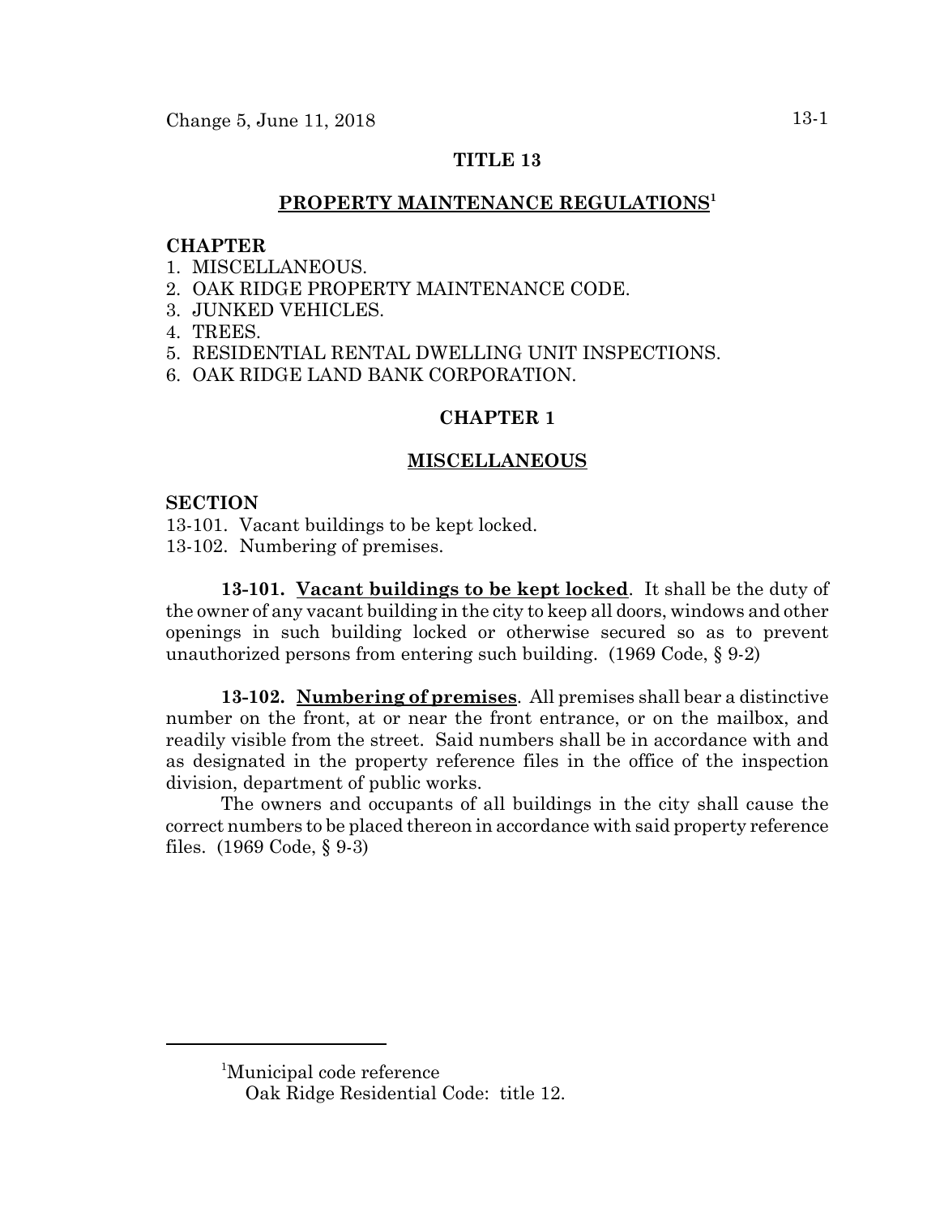# TITLE 13

## PROPERTY MAINTENANCE REGULATIONS[1]

**CHAPTER**

1. MISCELLANEOUS.
2. OAK RIDGE PROPERTY MAINTENANCE CODE.
3. JUNKED VEHICLES.
4. TREES.
5. RESIDENTIAL RENTAL DWELLING UNIT INSPECTIONS.
6. OAK RIDGE LAND BANK CORPORATION.

## CHAPTER 1

## MISCELLANEOUS

**SECTION**

13-101. Vacant buildings to be kept locked.
13-102. Numbering of premises.

**13-101. Vacant buildings to be kept locked**. It shall be the duty of the owner of any vacant building in the city to keep all doors, windows and other openings in such building locked or otherwise secured so as to prevent unauthorized persons from entering such building. (1969 Code, § 9-2)

**13-102. Numbering of premises**. All premises shall bear a distinctive number on the front, at or near the front entrance, or on the mailbox, and readily visible from the street. Said numbers shall be in accordance with and as designated in the property reference files in the office of the inspection division, department of public works.

The owners and occupants of all buildings in the city shall cause the correct numbers to be placed thereon in accordance with said property reference files. (1969 Code, § 9-3)

---

[1]Municipal code reference
Oak Ridge Residential Code: title 12.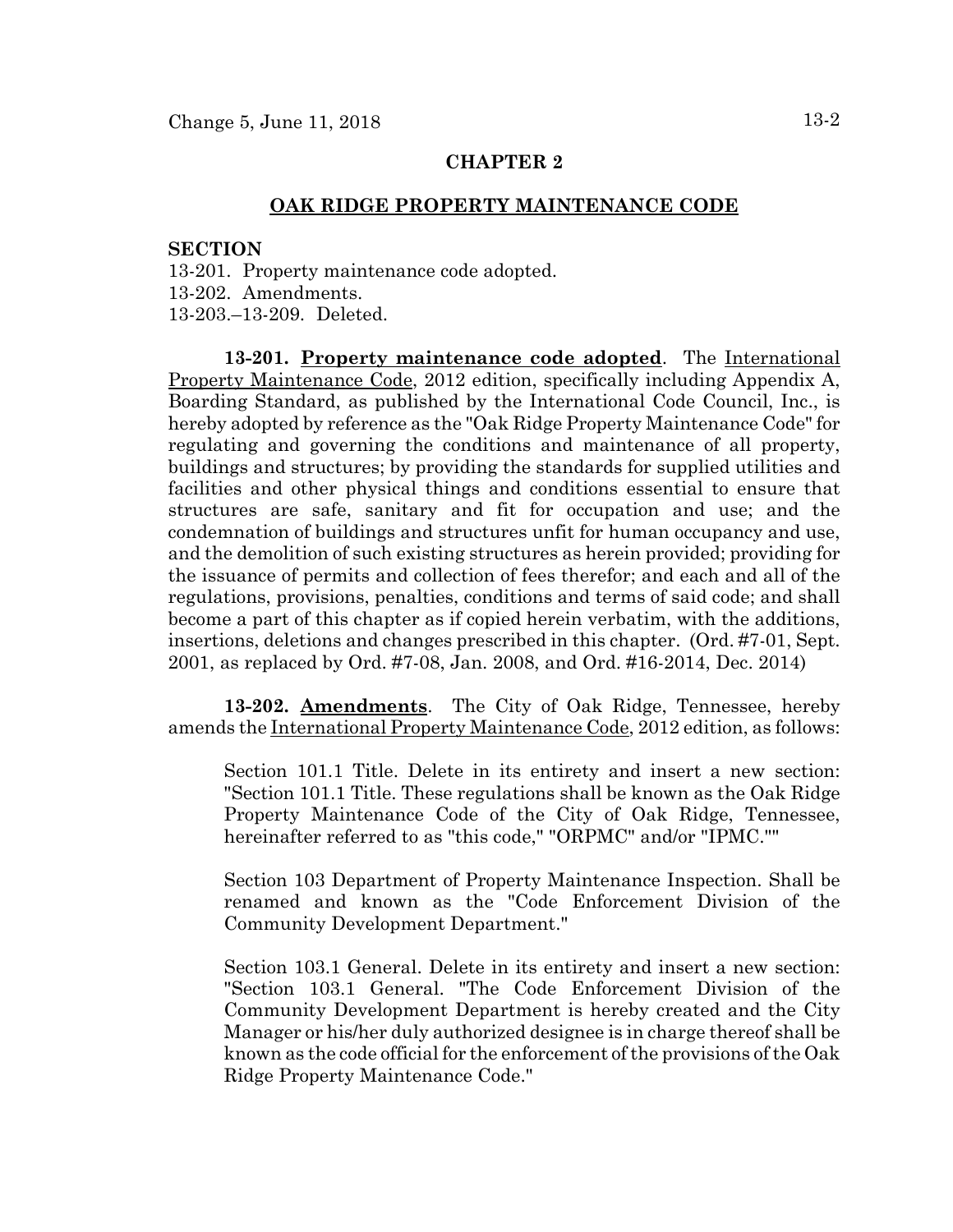## CHAPTER 2

## OAK RIDGE PROPERTY MAINTENANCE CODE

**SECTION**

13-201. Property maintenance code adopted.
13-202. Amendments.
13-203.–13-209. Deleted.

**13-201. Property maintenance code adopted**. The International Property Maintenance Code, 2012 edition, specifically including Appendix A, Boarding Standard, as published by the International Code Council, Inc., is hereby adopted by reference as the "Oak Ridge Property Maintenance Code" for regulating and governing the conditions and maintenance of all property, buildings and structures; by providing the standards for supplied utilities and facilities and other physical things and conditions essential to ensure that structures are safe, sanitary and fit for occupation and use; and the condemnation of buildings and structures unfit for human occupancy and use, and the demolition of such existing structures as herein provided; providing for the issuance of permits and collection of fees therefor; and each and all of the regulations, provisions, penalties, conditions and terms of said code; and shall become a part of this chapter as if copied herein verbatim, with the additions, insertions, deletions and changes prescribed in this chapter. (Ord. #7-01, Sept. 2001, as replaced by Ord. #7-08, Jan. 2008, and Ord. #16-2014, Dec. 2014)

**13-202. Amendments**. The City of Oak Ridge, Tennessee, hereby amends the International Property Maintenance Code, 2012 edition, as follows:

Section 101.1 Title. Delete in its entirety and insert a new section: "Section 101.1 Title. These regulations shall be known as the Oak Ridge Property Maintenance Code of the City of Oak Ridge, Tennessee, hereinafter referred to as "this code," "ORPMC" and/or "IPMC.""

Section 103 Department of Property Maintenance Inspection. Shall be renamed and known as the "Code Enforcement Division of the Community Development Department."

Section 103.1 General. Delete in its entirety and insert a new section: "Section 103.1 General. "The Code Enforcement Division of the Community Development Department is hereby created and the City Manager or his/her duly authorized designee is in charge thereof shall be known as the code official for the enforcement of the provisions of the Oak Ridge Property Maintenance Code."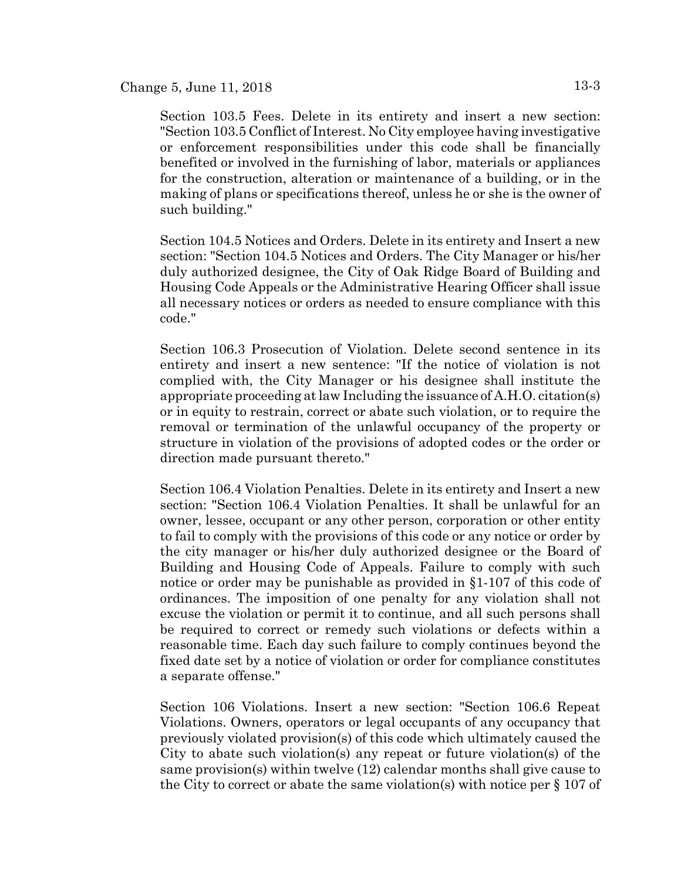Section 103.5 Fees. Delete in its entirety and insert a new section: "Section 103.5 Conflict of Interest. No City employee having investigative or enforcement responsibilities under this code shall be financially benefited or involved in the furnishing of labor, materials or appliances for the construction, alteration or maintenance of a building, or in the making of plans or specifications thereof, unless he or she is the owner of such building."

Section 104.5 Notices and Orders. Delete in its entirety and Insert a new section: "Section 104.5 Notices and Orders. The City Manager or his/her duly authorized designee, the City of Oak Ridge Board of Building and Housing Code Appeals or the Administrative Hearing Officer shall issue all necessary notices or orders as needed to ensure compliance with this code."

Section 106.3 Prosecution of Violation. Delete second sentence in its entirety and insert a new sentence: "If the notice of violation is not complied with, the City Manager or his designee shall institute the appropriate proceeding at law Including the issuance of A.H.O. citation(s) or in equity to restrain, correct or abate such violation, or to require the removal or termination of the unlawful occupancy of the property or structure in violation of the provisions of adopted codes or the order or direction made pursuant thereto."

Section 106.4 Violation Penalties. Delete in its entirety and Insert a new section: "Section 106.4 Violation Penalties. It shall be unlawful for an owner, lessee, occupant or any other person, corporation or other entity to fail to comply with the provisions of this code or any notice or order by the city manager or his/her duly authorized designee or the Board of Building and Housing Code of Appeals. Failure to comply with such notice or order may be punishable as provided in §1-107 of this code of ordinances. The imposition of one penalty for any violation shall not excuse the violation or permit it to continue, and all such persons shall be required to correct or remedy such violations or defects within a reasonable time. Each day such failure to comply continues beyond the fixed date set by a notice of violation or order for compliance constitutes a separate offense."

Section 106 Violations. Insert a new section: "Section 106.6 Repeat Violations. Owners, operators or legal occupants of any occupancy that previously violated provision(s) of this code which ultimately caused the City to abate such violation(s) any repeat or future violation(s) of the same provision(s) within twelve (12) calendar months shall give cause to the City to correct or abate the same violation(s) with notice per § 107 of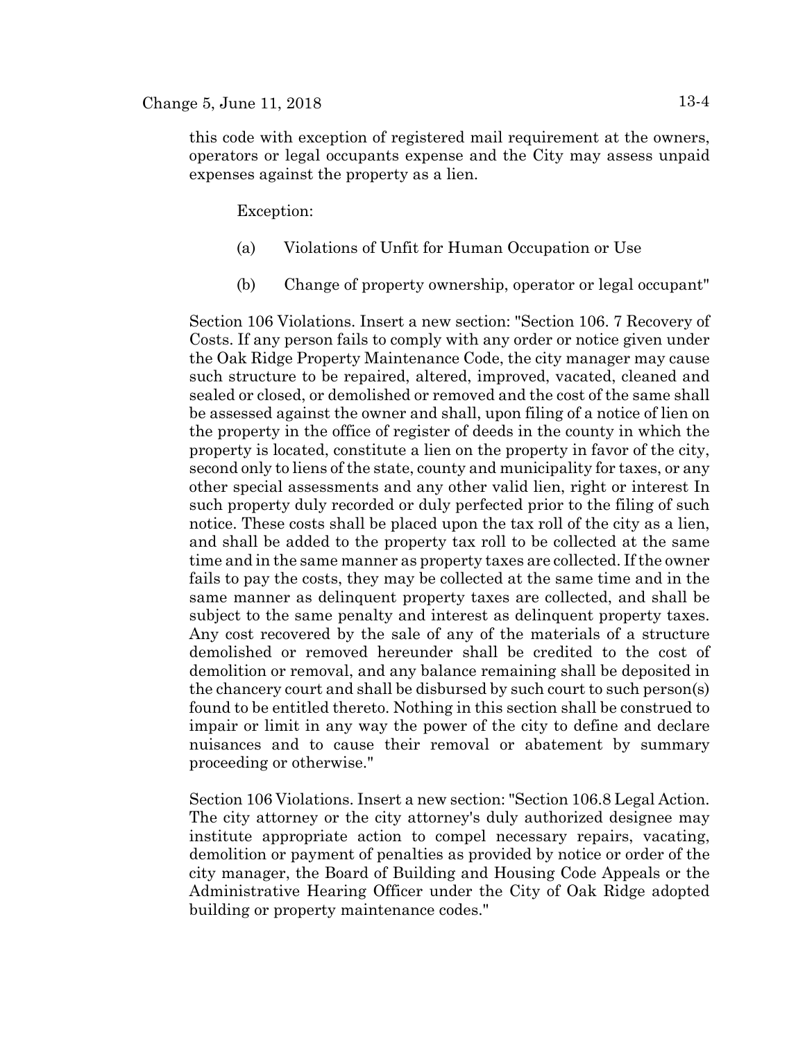this code with exception of registered mail requirement at the owners, operators or legal occupants expense and the City may assess unpaid expenses against the property as a lien.

Exception:

(a) Violations of Unfit for Human Occupation or Use

(b) Change of property ownership, operator or legal occupant"

Section 106 Violations. Insert a new section: "Section 106. 7 Recovery of Costs. If any person fails to comply with any order or notice given under the Oak Ridge Property Maintenance Code, the city manager may cause such structure to be repaired, altered, improved, vacated, cleaned and sealed or closed, or demolished or removed and the cost of the same shall be assessed against the owner and shall, upon filing of a notice of lien on the property in the office of register of deeds in the county in which the property is located, constitute a lien on the property in favor of the city, second only to liens of the state, county and municipality for taxes, or any other special assessments and any other valid lien, right or interest In such property duly recorded or duly perfected prior to the filing of such notice. These costs shall be placed upon the tax roll of the city as a lien, and shall be added to the property tax roll to be collected at the same time and in the same manner as property taxes are collected. If the owner fails to pay the costs, they may be collected at the same time and in the same manner as delinquent property taxes are collected, and shall be subject to the same penalty and interest as delinquent property taxes. Any cost recovered by the sale of any of the materials of a structure demolished or removed hereunder shall be credited to the cost of demolition or removal, and any balance remaining shall be deposited in the chancery court and shall be disbursed by such court to such person(s) found to be entitled thereto. Nothing in this section shall be construed to impair or limit in any way the power of the city to define and declare nuisances and to cause their removal or abatement by summary proceeding or otherwise."

Section 106 Violations. Insert a new section: "Section 106.8 Legal Action. The city attorney or the city attorney's duly authorized designee may institute appropriate action to compel necessary repairs, vacating, demolition or payment of penalties as provided by notice or order of the city manager, the Board of Building and Housing Code Appeals or the Administrative Hearing Officer under the City of Oak Ridge adopted building or property maintenance codes."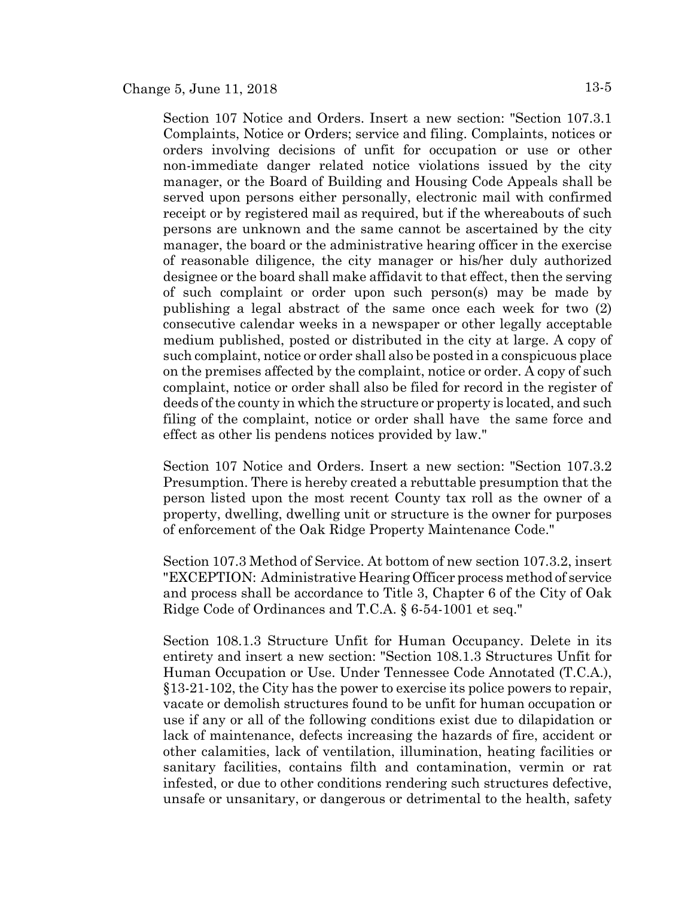Section 107 Notice and Orders. Insert a new section: "Section 107.3.1 Complaints, Notice or Orders; service and filing. Complaints, notices or orders involving decisions of unfit for occupation or use or other non-immediate danger related notice violations issued by the city manager, or the Board of Building and Housing Code Appeals shall be served upon persons either personally, electronic mail with confirmed receipt or by registered mail as required, but if the whereabouts of such persons are unknown and the same cannot be ascertained by the city manager, the board or the administrative hearing officer in the exercise of reasonable diligence, the city manager or his/her duly authorized designee or the board shall make affidavit to that effect, then the serving of such complaint or order upon such person(s) may be made by publishing a legal abstract of the same once each week for two (2) consecutive calendar weeks in a newspaper or other legally acceptable medium published, posted or distributed in the city at large. A copy of such complaint, notice or order shall also be posted in a conspicuous place on the premises affected by the complaint, notice or order. A copy of such complaint, notice or order shall also be filed for record in the register of deeds of the county in which the structure or property is located, and such filing of the complaint, notice or order shall have the same force and effect as other lis pendens notices provided by law."

Section 107 Notice and Orders. Insert a new section: "Section 107.3.2 Presumption. There is hereby created a rebuttable presumption that the person listed upon the most recent County tax roll as the owner of a property, dwelling, dwelling unit or structure is the owner for purposes of enforcement of the Oak Ridge Property Maintenance Code."

Section 107.3 Method of Service. At bottom of new section 107.3.2, insert "EXCEPTION: Administrative Hearing Officer process method of service and process shall be accordance to Title 3, Chapter 6 of the City of Oak Ridge Code of Ordinances and T.C.A. § 6-54-1001 et seq."

Section 108.1.3 Structure Unfit for Human Occupancy. Delete in its entirety and insert a new section: "Section 108.1.3 Structures Unfit for Human Occupation or Use. Under Tennessee Code Annotated (T.C.A.), §13-21-102, the City has the power to exercise its police powers to repair, vacate or demolish structures found to be unfit for human occupation or use if any or all of the following conditions exist due to dilapidation or lack of maintenance, defects increasing the hazards of fire, accident or other calamities, lack of ventilation, illumination, heating facilities or sanitary facilities, contains filth and contamination, vermin or rat infested, or due to other conditions rendering such structures defective, unsafe or unsanitary, or dangerous or detrimental to the health, safety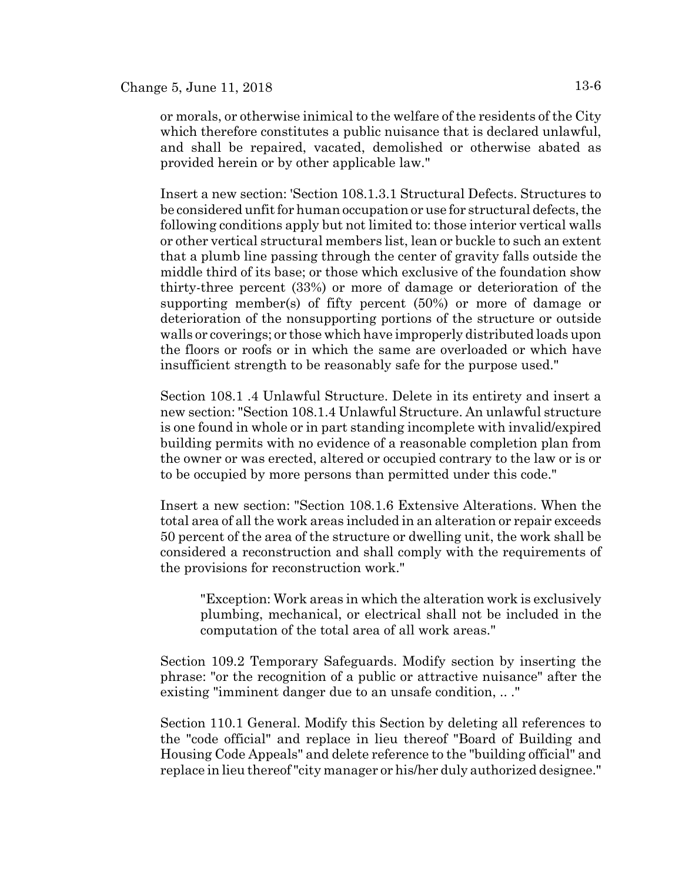or morals, or otherwise inimical to the welfare of the residents of the City which therefore constitutes a public nuisance that is declared unlawful, and shall be repaired, vacated, demolished or otherwise abated as provided herein or by other applicable law."

Insert a new section: 'Section 108.1.3.1 Structural Defects. Structures to be considered unfit for human occupation or use for structural defects, the following conditions apply but not limited to: those interior vertical walls or other vertical structural members list, lean or buckle to such an extent that a plumb line passing through the center of gravity falls outside the middle third of its base; or those which exclusive of the foundation show thirty-three percent (33%) or more of damage or deterioration of the supporting member(s) of fifty percent (50%) or more of damage or deterioration of the nonsupporting portions of the structure or outside walls or coverings; or those which have improperly distributed loads upon the floors or roofs or in which the same are overloaded or which have insufficient strength to be reasonably safe for the purpose used."

Section 108.1 .4 Unlawful Structure. Delete in its entirety and insert a new section: "Section 108.1.4 Unlawful Structure. An unlawful structure is one found in whole or in part standing incomplete with invalid/expired building permits with no evidence of a reasonable completion plan from the owner or was erected, altered or occupied contrary to the law or is or to be occupied by more persons than permitted under this code."

Insert a new section: "Section 108.1.6 Extensive Alterations. When the total area of all the work areas included in an alteration or repair exceeds 50 percent of the area of the structure or dwelling unit, the work shall be considered a reconstruction and shall comply with the requirements of the provisions for reconstruction work."

> "Exception: Work areas in which the alteration work is exclusively plumbing, mechanical, or electrical shall not be included in the computation of the total area of all work areas."

Section 109.2 Temporary Safeguards. Modify section by inserting the phrase: "or the recognition of a public or attractive nuisance" after the existing "imminent danger due to an unsafe condition, .. ."

Section 110.1 General. Modify this Section by deleting all references to the "code official" and replace in lieu thereof "Board of Building and Housing Code Appeals" and delete reference to the "building official" and replace in lieu thereof "city manager or his/her duly authorized designee."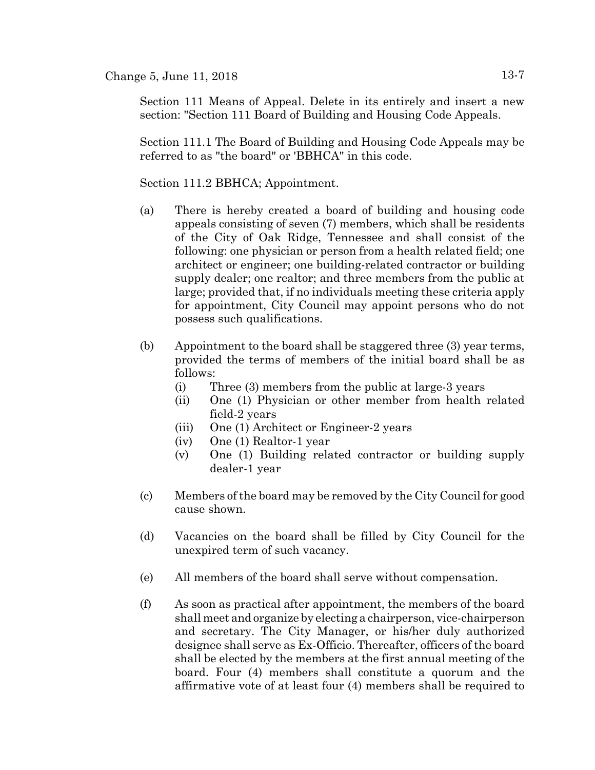Section 111 Means of Appeal. Delete in its entirely and insert a new section: "Section 111 Board of Building and Housing Code Appeals.

Section 111.1 The Board of Building and Housing Code Appeals may be referred to as "the board" or 'BBHCA" in this code.

Section 111.2 BBHCA; Appointment.

(a) There is hereby created a board of building and housing code appeals consisting of seven (7) members, which shall be residents of the City of Oak Ridge, Tennessee and shall consist of the following: one physician or person from a health related field; one architect or engineer; one building-related contractor or building supply dealer; one realtor; and three members from the public at large; provided that, if no individuals meeting these criteria apply for appointment, City Council may appoint persons who do not possess such qualifications.

(b) Appointment to the board shall be staggered three (3) year terms, provided the terms of members of the initial board shall be as follows:
   - (i) Three (3) members from the public at large-3 years
   - (ii) One (1) Physician or other member from health related field-2 years
   - (iii) One (1) Architect or Engineer-2 years
   - (iv) One (1) Realtor-1 year
   - (v) One (1) Building related contractor or building supply dealer-1 year

(c) Members of the board may be removed by the City Council for good cause shown.

(d) Vacancies on the board shall be filled by City Council for the unexpired term of such vacancy.

(e) All members of the board shall serve without compensation.

(f) As soon as practical after appointment, the members of the board shall meet and organize by electing a chairperson, vice-chairperson and secretary. The City Manager, or his/her duly authorized designee shall serve as Ex-Officio. Thereafter, officers of the board shall be elected by the members at the first annual meeting of the board. Four (4) members shall constitute a quorum and the affirmative vote of at least four (4) members shall be required to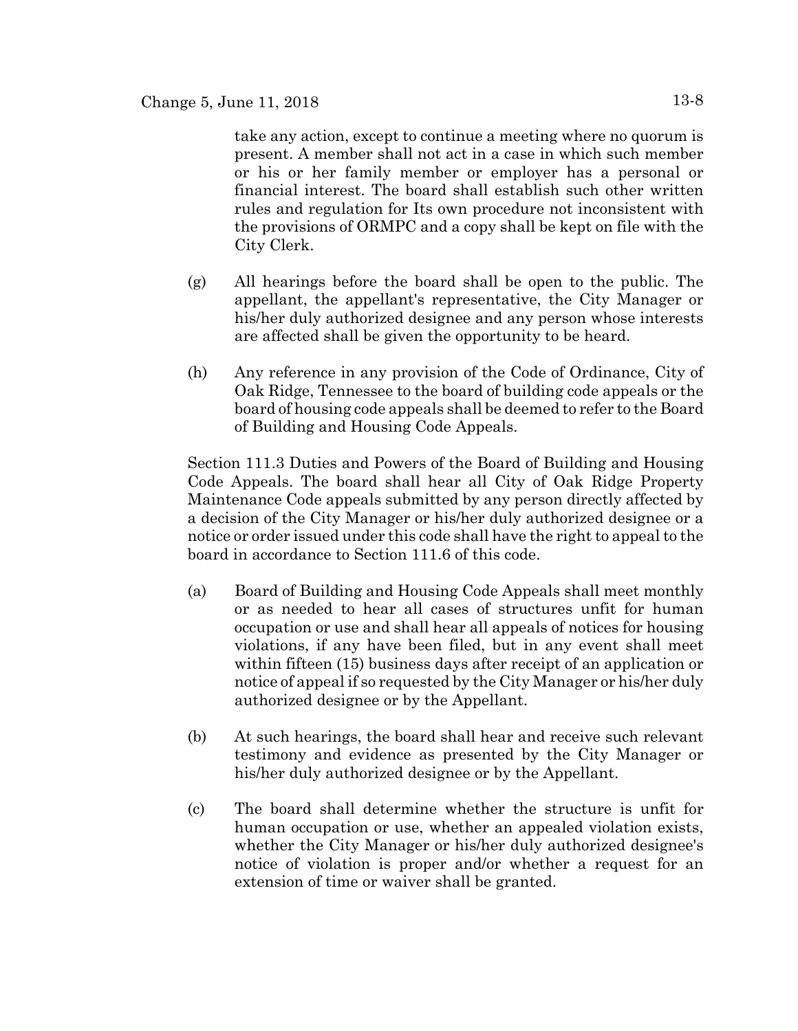take any action, except to continue a meeting where no quorum is present. A member shall not act in a case in which such member or his or her family member or employer has a personal or financial interest. The board shall establish such other written rules and regulation for Its own procedure not inconsistent with the provisions of ORMPC and a copy shall be kept on file with the City Clerk.

(g) All hearings before the board shall be open to the public. The appellant, the appellant's representative, the City Manager or his/her duly authorized designee and any person whose interests are affected shall be given the opportunity to be heard.

(h) Any reference in any provision of the Code of Ordinance, City of Oak Ridge, Tennessee to the board of building code appeals or the board of housing code appeals shall be deemed to refer to the Board of Building and Housing Code Appeals.

Section 111.3 Duties and Powers of the Board of Building and Housing Code Appeals. The board shall hear all City of Oak Ridge Property Maintenance Code appeals submitted by any person directly affected by a decision of the City Manager or his/her duly authorized designee or a notice or order issued under this code shall have the right to appeal to the board in accordance to Section 111.6 of this code.

(a) Board of Building and Housing Code Appeals shall meet monthly or as needed to hear all cases of structures unfit for human occupation or use and shall hear all appeals of notices for housing violations, if any have been filed, but in any event shall meet within fifteen (15) business days after receipt of an application or notice of appeal if so requested by the City Manager or his/her duly authorized designee or by the Appellant.

(b) At such hearings, the board shall hear and receive such relevant testimony and evidence as presented by the City Manager or his/her duly authorized designee or by the Appellant.

(c) The board shall determine whether the structure is unfit for human occupation or use, whether an appealed violation exists, whether the City Manager or his/her duly authorized designee's notice of violation is proper and/or whether a request for an extension of time or waiver shall be granted.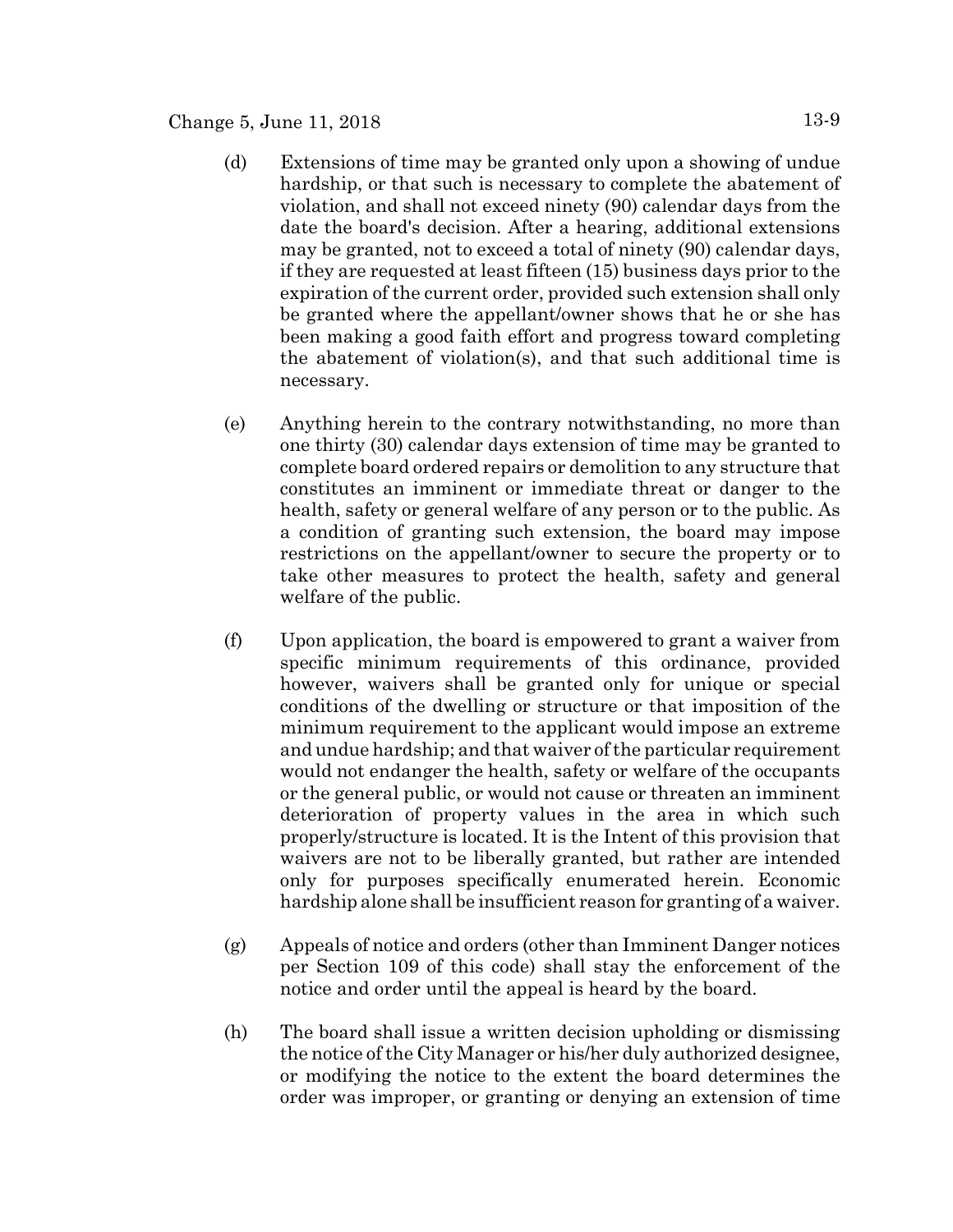(d) Extensions of time may be granted only upon a showing of undue hardship, or that such is necessary to complete the abatement of violation, and shall not exceed ninety (90) calendar days from the date the board's decision. After a hearing, additional extensions may be granted, not to exceed a total of ninety (90) calendar days, if they are requested at least fifteen (15) business days prior to the expiration of the current order, provided such extension shall only be granted where the appellant/owner shows that he or she has been making a good faith effort and progress toward completing the abatement of violation(s), and that such additional time is necessary.

(e) Anything herein to the contrary notwithstanding, no more than one thirty (30) calendar days extension of time may be granted to complete board ordered repairs or demolition to any structure that constitutes an imminent or immediate threat or danger to the health, safety or general welfare of any person or to the public. As a condition of granting such extension, the board may impose restrictions on the appellant/owner to secure the property or to take other measures to protect the health, safety and general welfare of the public.

(f) Upon application, the board is empowered to grant a waiver from specific minimum requirements of this ordinance, provided however, waivers shall be granted only for unique or special conditions of the dwelling or structure or that imposition of the minimum requirement to the applicant would impose an extreme and undue hardship; and that waiver of the particular requirement would not endanger the health, safety or welfare of the occupants or the general public, or would not cause or threaten an imminent deterioration of property values in the area in which such properly/structure is located. It is the Intent of this provision that waivers are not to be liberally granted, but rather are intended only for purposes specifically enumerated herein. Economic hardship alone shall be insufficient reason for granting of a waiver.

(g) Appeals of notice and orders (other than Imminent Danger notices per Section 109 of this code) shall stay the enforcement of the notice and order until the appeal is heard by the board.

(h) The board shall issue a written decision upholding or dismissing the notice of the City Manager or his/her duly authorized designee, or modifying the notice to the extent the board determines the order was improper, or granting or denying an extension of time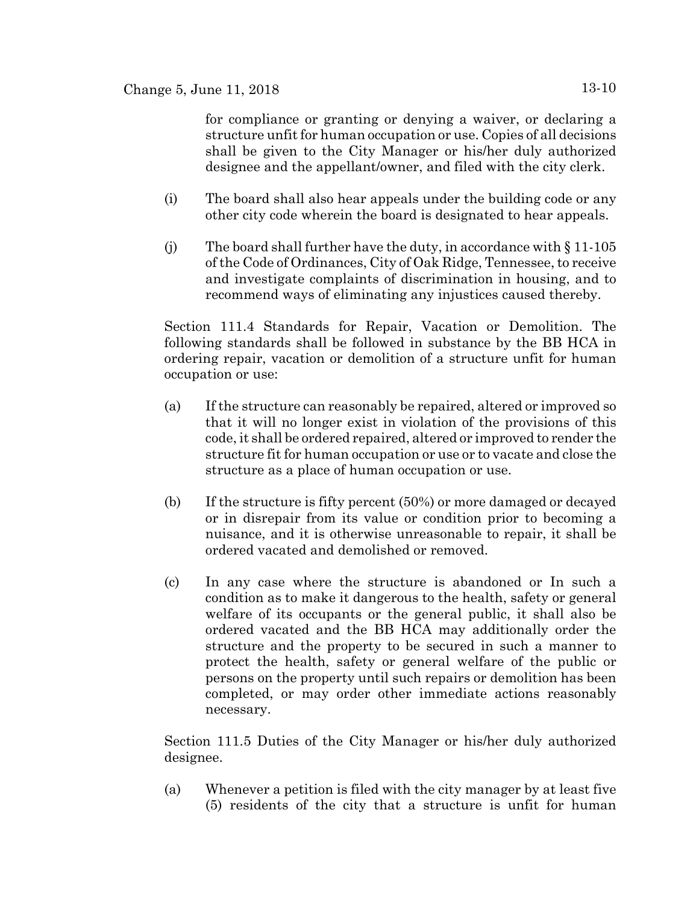for compliance or granting or denying a waiver, or declaring a structure unfit for human occupation or use. Copies of all decisions shall be given to the City Manager or his/her duly authorized designee and the appellant/owner, and filed with the city clerk.

(i) The board shall also hear appeals under the building code or any other city code wherein the board is designated to hear appeals.

(j) The board shall further have the duty, in accordance with § 11-105 of the Code of Ordinances, City of Oak Ridge, Tennessee, to receive and investigate complaints of discrimination in housing, and to recommend ways of eliminating any injustices caused thereby.

Section 111.4 Standards for Repair, Vacation or Demolition. The following standards shall be followed in substance by the BB HCA in ordering repair, vacation or demolition of a structure unfit for human occupation or use:

(a) If the structure can reasonably be repaired, altered or improved so that it will no longer exist in violation of the provisions of this code, it shall be ordered repaired, altered or improved to render the structure fit for human occupation or use or to vacate and close the structure as a place of human occupation or use.

(b) If the structure is fifty percent (50%) or more damaged or decayed or in disrepair from its value or condition prior to becoming a nuisance, and it is otherwise unreasonable to repair, it shall be ordered vacated and demolished or removed.

(c) In any case where the structure is abandoned or In such a condition as to make it dangerous to the health, safety or general welfare of its occupants or the general public, it shall also be ordered vacated and the BB HCA may additionally order the structure and the property to be secured in such a manner to protect the health, safety or general welfare of the public or persons on the property until such repairs or demolition has been completed, or may order other immediate actions reasonably necessary.

Section 111.5 Duties of the City Manager or his/her duly authorized designee.

(a) Whenever a petition is filed with the city manager by at least five (5) residents of the city that a structure is unfit for human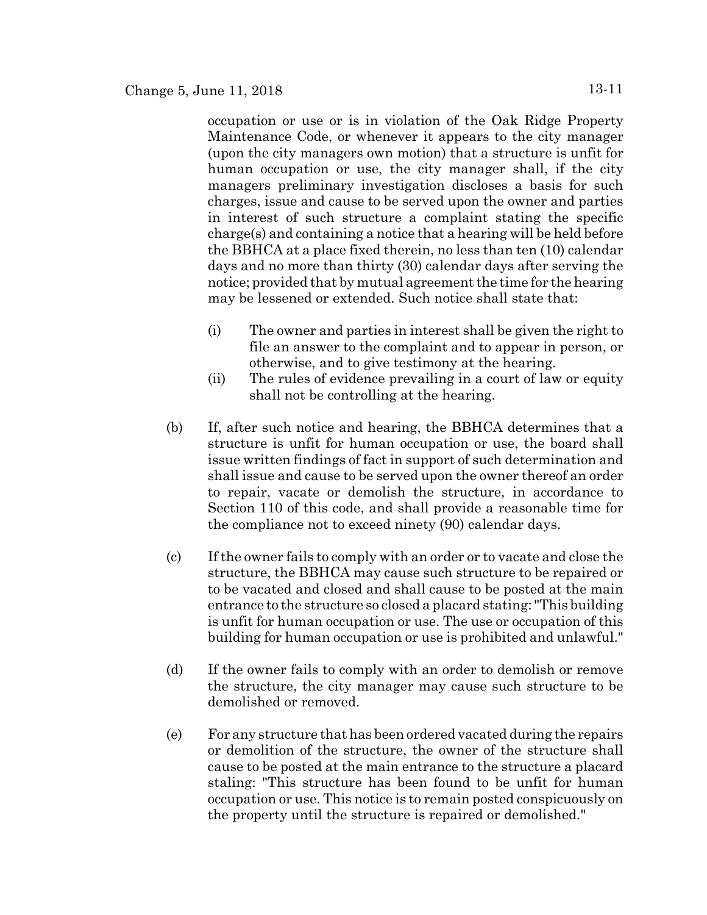occupation or use or is in violation of the Oak Ridge Property Maintenance Code, or whenever it appears to the city manager (upon the city managers own motion) that a structure is unfit for human occupation or use, the city manager shall, if the city managers preliminary investigation discloses a basis for such charges, issue and cause to be served upon the owner and parties in interest of such structure a complaint stating the specific charge(s) and containing a notice that a hearing will be held before the BBHCA at a place fixed therein, no less than ten (10) calendar days and no more than thirty (30) calendar days after serving the notice; provided that by mutual agreement the time for the hearing may be lessened or extended. Such notice shall state that:

(i) The owner and parties in interest shall be given the right to file an answer to the complaint and to appear in person, or otherwise, and to give testimony at the hearing.

(ii) The rules of evidence prevailing in a court of law or equity shall not be controlling at the hearing.

(b) If, after such notice and hearing, the BBHCA determines that a structure is unfit for human occupation or use, the board shall issue written findings of fact in support of such determination and shall issue and cause to be served upon the owner thereof an order to repair, vacate or demolish the structure, in accordance to Section 110 of this code, and shall provide a reasonable time for the compliance not to exceed ninety (90) calendar days.

(c) If the owner fails to comply with an order or to vacate and close the structure, the BBHCA may cause such structure to be repaired or to be vacated and closed and shall cause to be posted at the main entrance to the structure so closed a placard stating: "This building is unfit for human occupation or use. The use or occupation of this building for human occupation or use is prohibited and unlawful."

(d) If the owner fails to comply with an order to demolish or remove the structure, the city manager may cause such structure to be demolished or removed.

(e) For any structure that has been ordered vacated during the repairs or demolition of the structure, the owner of the structure shall cause to be posted at the main entrance to the structure a placard staling: "This structure has been found to be unfit for human occupation or use. This notice is to remain posted conspicuously on the property until the structure is repaired or demolished."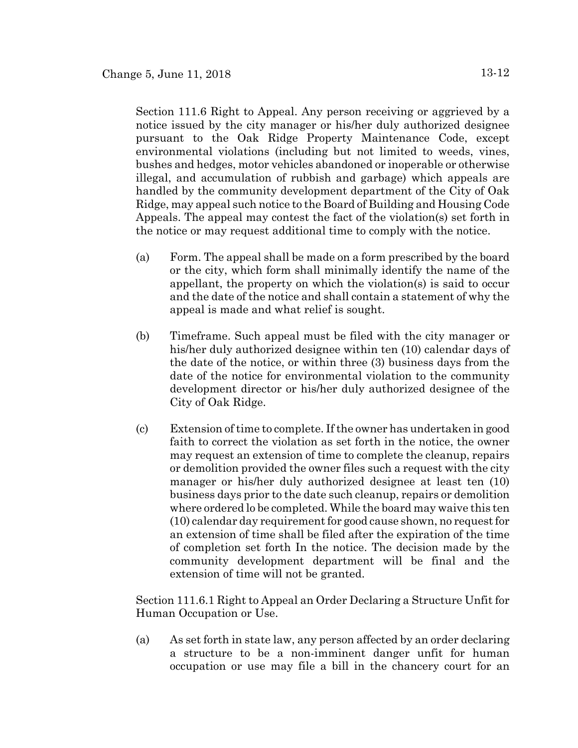Section 111.6 Right to Appeal. Any person receiving or aggrieved by a notice issued by the city manager or his/her duly authorized designee pursuant to the Oak Ridge Property Maintenance Code, except environmental violations (including but not limited to weeds, vines, bushes and hedges, motor vehicles abandoned or inoperable or otherwise illegal, and accumulation of rubbish and garbage) which appeals are handled by the community development department of the City of Oak Ridge, may appeal such notice to the Board of Building and Housing Code Appeals. The appeal may contest the fact of the violation(s) set forth in the notice or may request additional time to comply with the notice.

(a) Form. The appeal shall be made on a form prescribed by the board or the city, which form shall minimally identify the name of the appellant, the property on which the violation(s) is said to occur and the date of the notice and shall contain a statement of why the appeal is made and what relief is sought.

(b) Timeframe. Such appeal must be filed with the city manager or his/her duly authorized designee within ten (10) calendar days of the date of the notice, or within three (3) business days from the date of the notice for environmental violation to the community development director or his/her duly authorized designee of the City of Oak Ridge.

(c) Extension of time to complete. If the owner has undertaken in good faith to correct the violation as set forth in the notice, the owner may request an extension of time to complete the cleanup, repairs or demolition provided the owner files such a request with the city manager or his/her duly authorized designee at least ten (10) business days prior to the date such cleanup, repairs or demolition where ordered lo be completed. While the board may waive this ten (10) calendar day requirement for good cause shown, no request for an extension of time shall be filed after the expiration of the time of completion set forth In the notice. The decision made by the community development department will be final and the extension of time will not be granted.

Section 111.6.1 Right to Appeal an Order Declaring a Structure Unfit for Human Occupation or Use.

(a) As set forth in state law, any person affected by an order declaring a structure to be a non-imminent danger unfit for human occupation or use may file a bill in the chancery court for an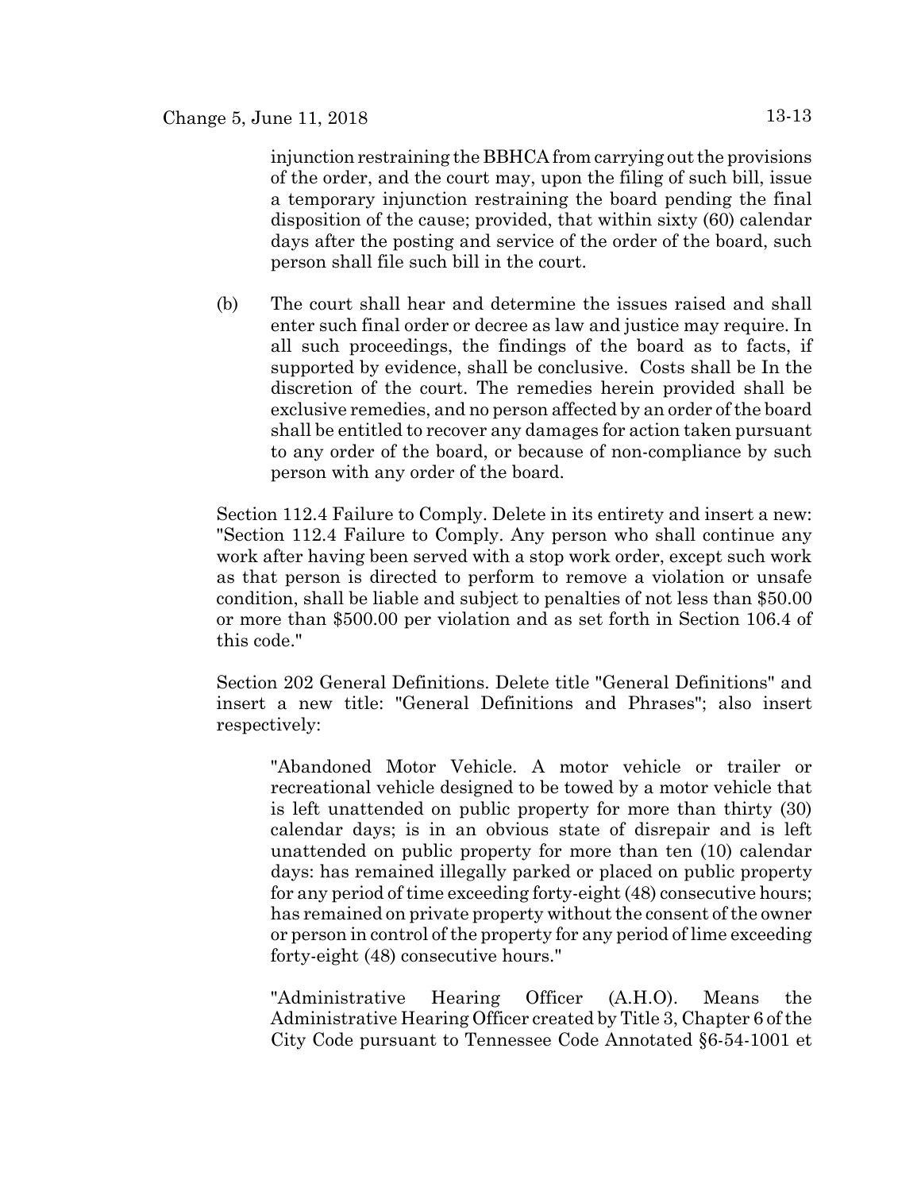injunction restraining the BBHCA from carrying out the provisions of the order, and the court may, upon the filing of such bill, issue a temporary injunction restraining the board pending the final disposition of the cause; provided, that within sixty (60) calendar days after the posting and service of the order of the board, such person shall file such bill in the court.

(b) The court shall hear and determine the issues raised and shall enter such final order or decree as law and justice may require. In all such proceedings, the findings of the board as to facts, if supported by evidence, shall be conclusive. Costs shall be In the discretion of the court. The remedies herein provided shall be exclusive remedies, and no person affected by an order of the board shall be entitled to recover any damages for action taken pursuant to any order of the board, or because of non-compliance by such person with any order of the board.

Section 112.4 Failure to Comply. Delete in its entirety and insert a new: "Section 112.4 Failure to Comply. Any person who shall continue any work after having been served with a stop work order, except such work as that person is directed to perform to remove a violation or unsafe condition, shall be liable and subject to penalties of not less than $50.00 or more than $500.00 per violation and as set forth in Section 106.4 of this code."

Section 202 General Definitions. Delete title "General Definitions" and insert a new title: "General Definitions and Phrases"; also insert respectively:

"Abandoned Motor Vehicle. A motor vehicle or trailer or recreational vehicle designed to be towed by a motor vehicle that is left unattended on public property for more than thirty (30) calendar days; is in an obvious state of disrepair and is left unattended on public property for more than ten (10) calendar days: has remained illegally parked or placed on public property for any period of time exceeding forty-eight (48) consecutive hours; has remained on private property without the consent of the owner or person in control of the property for any period of lime exceeding forty-eight (48) consecutive hours."

"Administrative Hearing Officer (A.H.O). Means the Administrative Hearing Officer created by Title 3, Chapter 6 of the City Code pursuant to Tennessee Code Annotated §6-54-1001 et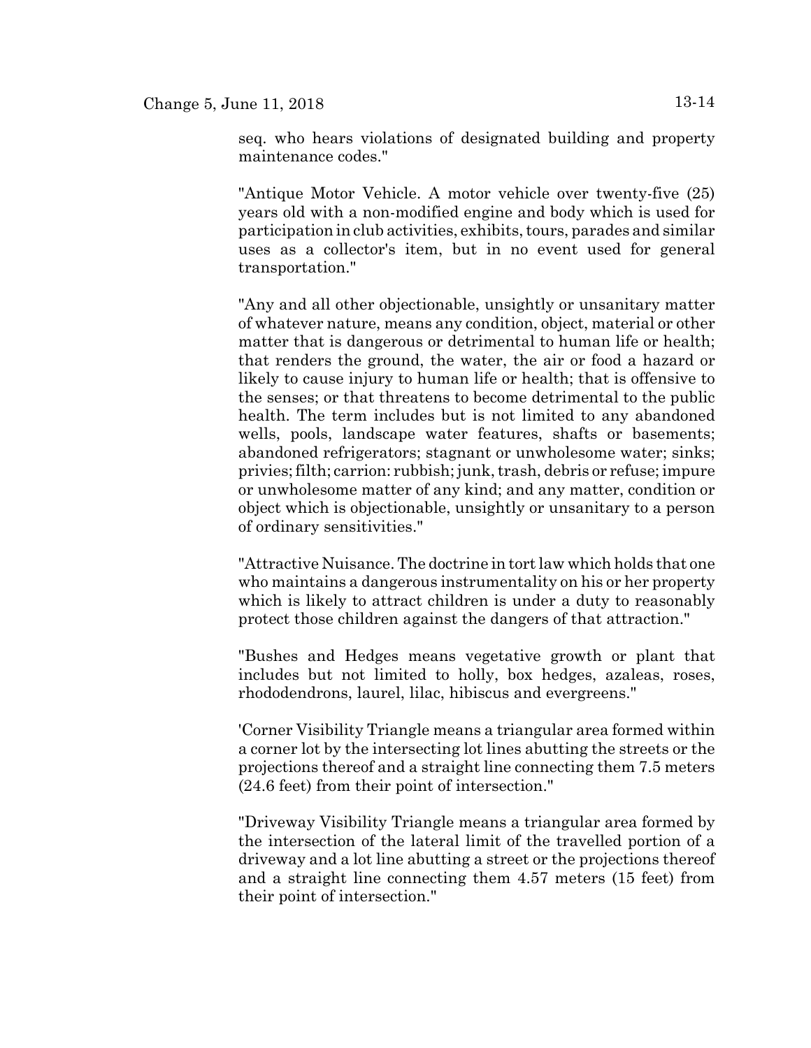seq. who hears violations of designated building and property maintenance codes."

"Antique Motor Vehicle. A motor vehicle over twenty-five (25) years old with a non-modified engine and body which is used for participation in club activities, exhibits, tours, parades and similar uses as a collector's item, but in no event used for general transportation."

"Any and all other objectionable, unsightly or unsanitary matter of whatever nature, means any condition, object, material or other matter that is dangerous or detrimental to human life or health; that renders the ground, the water, the air or food a hazard or likely to cause injury to human life or health; that is offensive to the senses; or that threatens to become detrimental to the public health. The term includes but is not limited to any abandoned wells, pools, landscape water features, shafts or basements; abandoned refrigerators; stagnant or unwholesome water; sinks; privies; filth; carrion: rubbish; junk, trash, debris or refuse; impure or unwholesome matter of any kind; and any matter, condition or object which is objectionable, unsightly or unsanitary to a person of ordinary sensitivities."

"Attractive Nuisance. The doctrine in tort law which holds that one who maintains a dangerous instrumentality on his or her property which is likely to attract children is under a duty to reasonably protect those children against the dangers of that attraction."

"Bushes and Hedges means vegetative growth or plant that includes but not limited to holly, box hedges, azaleas, roses, rhododendrons, laurel, lilac, hibiscus and evergreens."

'Corner Visibility Triangle means a triangular area formed within a corner lot by the intersecting lot lines abutting the streets or the projections thereof and a straight line connecting them 7.5 meters (24.6 feet) from their point of intersection."

"Driveway Visibility Triangle means a triangular area formed by the intersection of the lateral limit of the travelled portion of a driveway and a lot line abutting a street or the projections thereof and a straight line connecting them 4.57 meters (15 feet) from their point of intersection."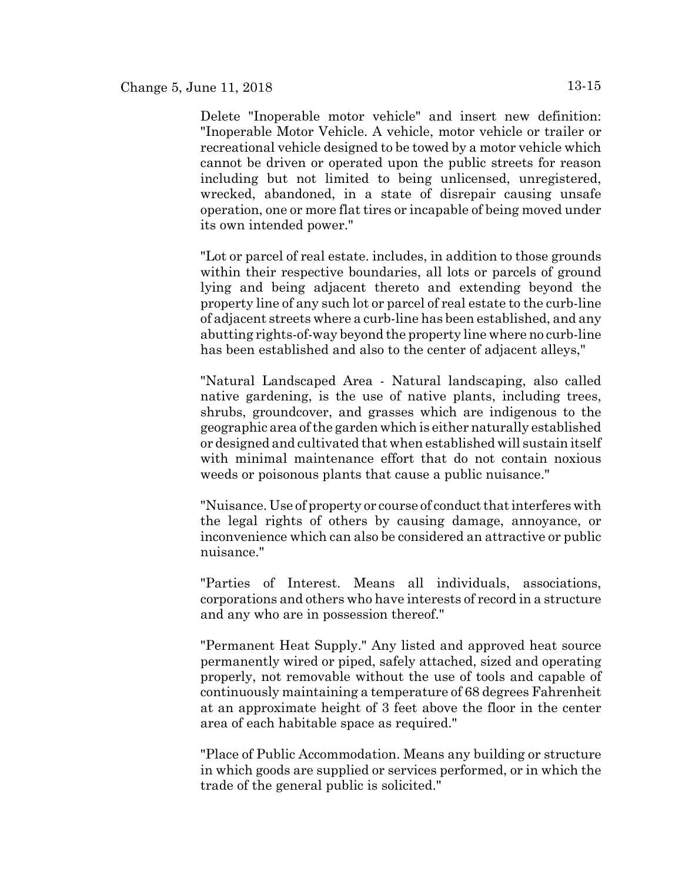Delete "Inoperable motor vehicle" and insert new definition: "Inoperable Motor Vehicle. A vehicle, motor vehicle or trailer or recreational vehicle designed to be towed by a motor vehicle which cannot be driven or operated upon the public streets for reason including but not limited to being unlicensed, unregistered, wrecked, abandoned, in a state of disrepair causing unsafe operation, one or more flat tires or incapable of being moved under its own intended power."

"Lot or parcel of real estate. includes, in addition to those grounds within their respective boundaries, all lots or parcels of ground lying and being adjacent thereto and extending beyond the property line of any such lot or parcel of real estate to the curb-line of adjacent streets where a curb-line has been established, and any abutting rights-of-way beyond the property line where no curb-line has been established and also to the center of adjacent alleys,"

"Natural Landscaped Area - Natural landscaping, also called native gardening, is the use of native plants, including trees, shrubs, groundcover, and grasses which are indigenous to the geographic area of the garden which is either naturally established or designed and cultivated that when established will sustain itself with minimal maintenance effort that do not contain noxious weeds or poisonous plants that cause a public nuisance."

"Nuisance. Use of property or course of conduct that interferes with the legal rights of others by causing damage, annoyance, or inconvenience which can also be considered an attractive or public nuisance."

"Parties of Interest. Means all individuals, associations, corporations and others who have interests of record in a structure and any who are in possession thereof."

"Permanent Heat Supply." Any listed and approved heat source permanently wired or piped, safely attached, sized and operating properly, not removable without the use of tools and capable of continuously maintaining a temperature of 68 degrees Fahrenheit at an approximate height of 3 feet above the floor in the center area of each habitable space as required."

"Place of Public Accommodation. Means any building or structure in which goods are supplied or services performed, or in which the trade of the general public is solicited."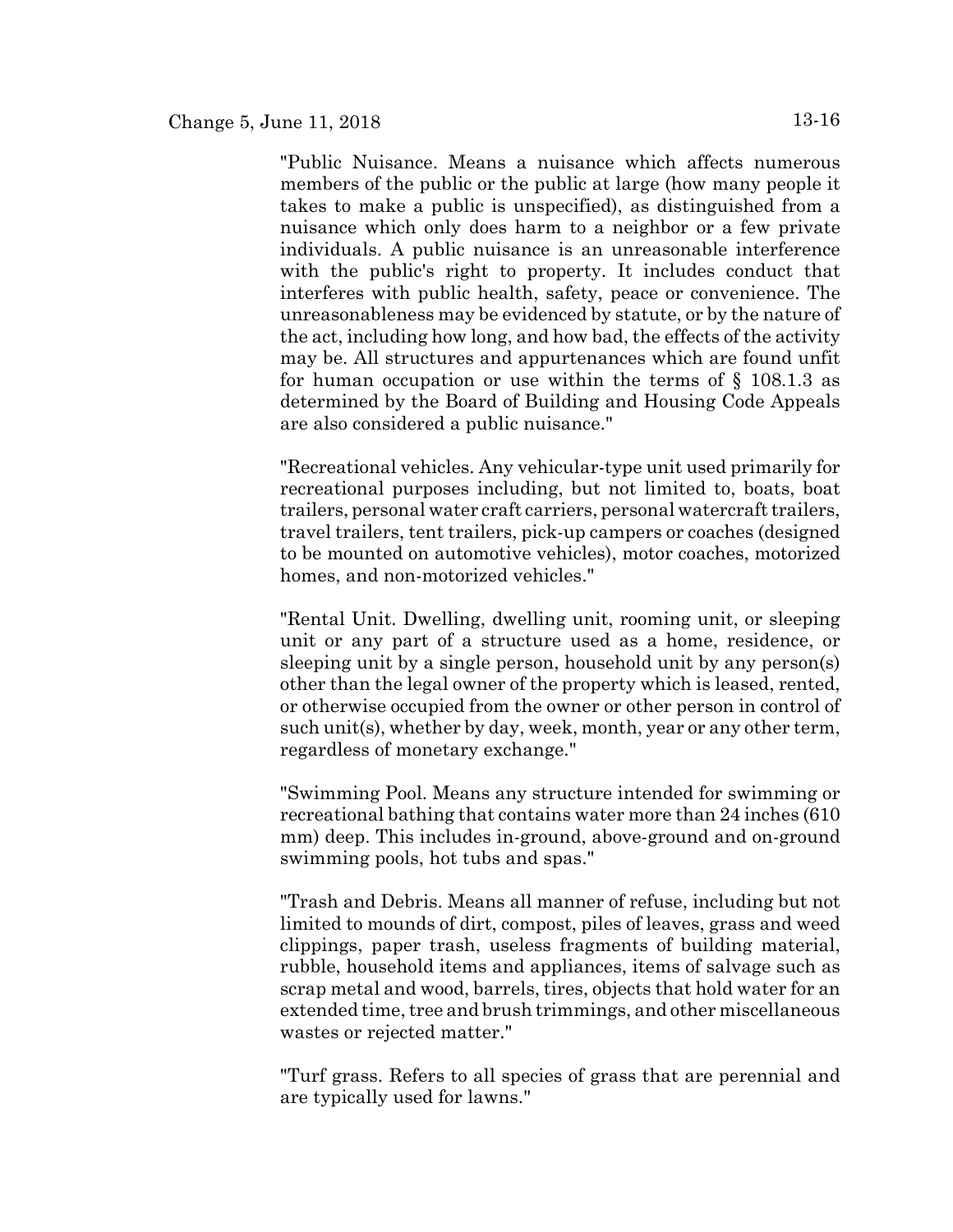"Public Nuisance. Means a nuisance which affects numerous members of the public or the public at large (how many people it takes to make a public is unspecified), as distinguished from a nuisance which only does harm to a neighbor or a few private individuals. A public nuisance is an unreasonable interference with the public's right to property. It includes conduct that interferes with public health, safety, peace or convenience. The unreasonableness may be evidenced by statute, or by the nature of the act, including how long, and how bad, the effects of the activity may be. All structures and appurtenances which are found unfit for human occupation or use within the terms of § 108.1.3 as determined by the Board of Building and Housing Code Appeals are also considered a public nuisance."

"Recreational vehicles. Any vehicular-type unit used primarily for recreational purposes including, but not limited to, boats, boat trailers, personal water craft carriers, personal watercraft trailers, travel trailers, tent trailers, pick-up campers or coaches (designed to be mounted on automotive vehicles), motor coaches, motorized homes, and non-motorized vehicles."

"Rental Unit. Dwelling, dwelling unit, rooming unit, or sleeping unit or any part of a structure used as a home, residence, or sleeping unit by a single person, household unit by any person(s) other than the legal owner of the property which is leased, rented, or otherwise occupied from the owner or other person in control of such unit(s), whether by day, week, month, year or any other term, regardless of monetary exchange."

"Swimming Pool. Means any structure intended for swimming or recreational bathing that contains water more than 24 inches (610 mm) deep. This includes in-ground, above-ground and on-ground swimming pools, hot tubs and spas."

"Trash and Debris. Means all manner of refuse, including but not limited to mounds of dirt, compost, piles of leaves, grass and weed clippings, paper trash, useless fragments of building material, rubble, household items and appliances, items of salvage such as scrap metal and wood, barrels, tires, objects that hold water for an extended time, tree and brush trimmings, and other miscellaneous wastes or rejected matter."

"Turf grass. Refers to all species of grass that are perennial and are typically used for lawns."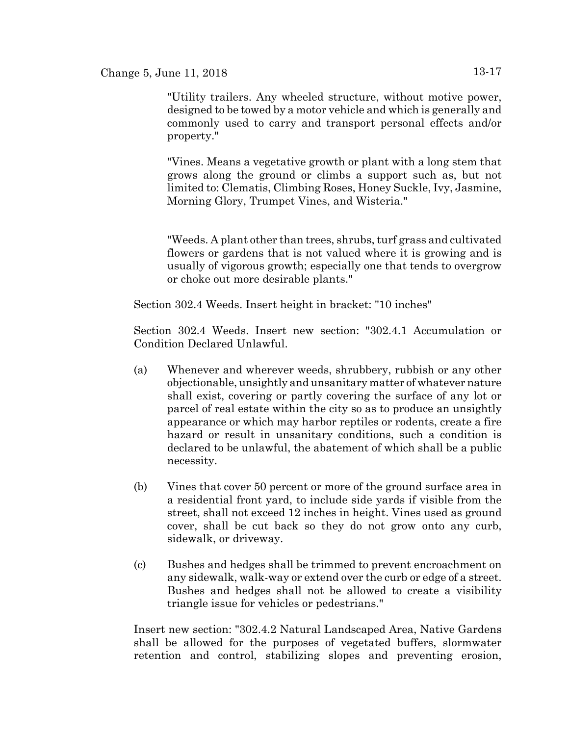"Utility trailers. Any wheeled structure, without motive power, designed to be towed by a motor vehicle and which is generally and commonly used to carry and transport personal effects and/or property."

"Vines. Means a vegetative growth or plant with a long stem that grows along the ground or climbs a support such as, but not limited to: Clematis, Climbing Roses, Honey Suckle, Ivy, Jasmine, Morning Glory, Trumpet Vines, and Wisteria."

"Weeds. A plant other than trees, shrubs, turf grass and cultivated flowers or gardens that is not valued where it is growing and is usually of vigorous growth; especially one that tends to overgrow or choke out more desirable plants."

Section 302.4 Weeds. Insert height in bracket: "10 inches"

Section 302.4 Weeds. Insert new section: "302.4.1 Accumulation or Condition Declared Unlawful.

(a) Whenever and wherever weeds, shrubbery, rubbish or any other objectionable, unsightly and unsanitary matter of whatever nature shall exist, covering or partly covering the surface of any lot or parcel of real estate within the city so as to produce an unsightly appearance or which may harbor reptiles or rodents, create a fire hazard or result in unsanitary conditions, such a condition is declared to be unlawful, the abatement of which shall be a public necessity.

(b) Vines that cover 50 percent or more of the ground surface area in a residential front yard, to include side yards if visible from the street, shall not exceed 12 inches in height. Vines used as ground cover, shall be cut back so they do not grow onto any curb, sidewalk, or driveway.

(c) Bushes and hedges shall be trimmed to prevent encroachment on any sidewalk, walk-way or extend over the curb or edge of a street. Bushes and hedges shall not be allowed to create a visibility triangle issue for vehicles or pedestrians."

Insert new section: "302.4.2 Natural Landscaped Area, Native Gardens shall be allowed for the purposes of vegetated buffers, slormwater retention and control, stabilizing slopes and preventing erosion,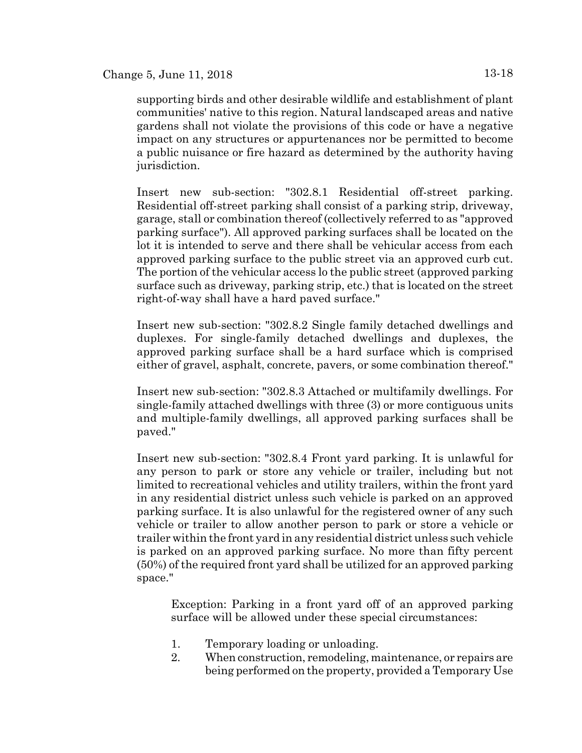supporting birds and other desirable wildlife and establishment of plant communities' native to this region. Natural landscaped areas and native gardens shall not violate the provisions of this code or have a negative impact on any structures or appurtenances nor be permitted to become a public nuisance or fire hazard as determined by the authority having jurisdiction.

Insert new sub-section: "302.8.1 Residential off-street parking. Residential off-street parking shall consist of a parking strip, driveway, garage, stall or combination thereof (collectively referred to as "approved parking surface"). All approved parking surfaces shall be located on the lot it is intended to serve and there shall be vehicular access from each approved parking surface to the public street via an approved curb cut. The portion of the vehicular access lo the public street (approved parking surface such as driveway, parking strip, etc.) that is located on the street right-of-way shall have a hard paved surface."

Insert new sub-section: "302.8.2 Single family detached dwellings and duplexes. For single-family detached dwellings and duplexes, the approved parking surface shall be a hard surface which is comprised either of gravel, asphalt, concrete, pavers, or some combination thereof."

Insert new sub-section: "302.8.3 Attached or multifamily dwellings. For single-family attached dwellings with three (3) or more contiguous units and multiple-family dwellings, all approved parking surfaces shall be paved."

Insert new sub-section: "302.8.4 Front yard parking. It is unlawful for any person to park or store any vehicle or trailer, including but not limited to recreational vehicles and utility trailers, within the front yard in any residential district unless such vehicle is parked on an approved parking surface. It is also unlawful for the registered owner of any such vehicle or trailer to allow another person to park or store a vehicle or trailer within the front yard in any residential district unless such vehicle is parked on an approved parking surface. No more than fifty percent (50%) of the required front yard shall be utilized for an approved parking space."

Exception: Parking in a front yard off of an approved parking surface will be allowed under these special circumstances:

1. Temporary loading or unloading.
2. When construction, remodeling, maintenance, or repairs are being performed on the property, provided a Temporary Use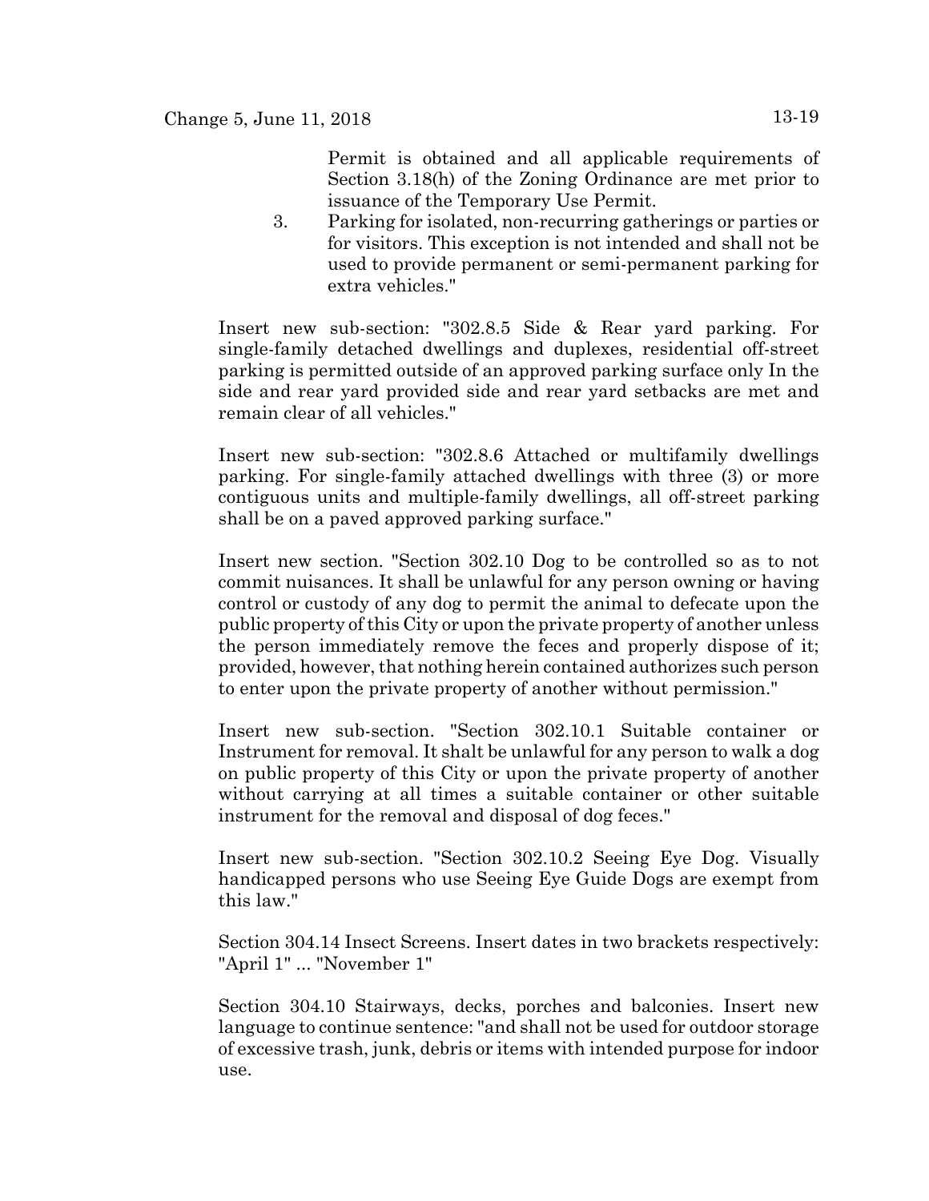Permit is obtained and all applicable requirements of Section 3.18(h) of the Zoning Ordinance are met prior to issuance of the Temporary Use Permit.

3. Parking for isolated, non-recurring gatherings or parties or for visitors. This exception is not intended and shall not be used to provide permanent or semi-permanent parking for extra vehicles."

Insert new sub-section: "302.8.5 Side & Rear yard parking. For single-family detached dwellings and duplexes, residential off-street parking is permitted outside of an approved parking surface only In the side and rear yard provided side and rear yard setbacks are met and remain clear of all vehicles."

Insert new sub-section: "302.8.6 Attached or multifamily dwellings parking. For single-family attached dwellings with three (3) or more contiguous units and multiple-family dwellings, all off-street parking shall be on a paved approved parking surface."

Insert new section. "Section 302.10 Dog to be controlled so as to not commit nuisances. It shall be unlawful for any person owning or having control or custody of any dog to permit the animal to defecate upon the public property of this City or upon the private property of another unless the person immediately remove the feces and properly dispose of it; provided, however, that nothing herein contained authorizes such person to enter upon the private property of another without permission."

Insert new sub-section. "Section 302.10.1 Suitable container or Instrument for removal. It shalt be unlawful for any person to walk a dog on public property of this City or upon the private property of another without carrying at all times a suitable container or other suitable instrument for the removal and disposal of dog feces."

Insert new sub-section. "Section 302.10.2 Seeing Eye Dog. Visually handicapped persons who use Seeing Eye Guide Dogs are exempt from this law."

Section 304.14 Insect Screens. Insert dates in two brackets respectively: "April 1" ... "November 1"

Section 304.10 Stairways, decks, porches and balconies. Insert new language to continue sentence: "and shall not be used for outdoor storage of excessive trash, junk, debris or items with intended purpose for indoor use.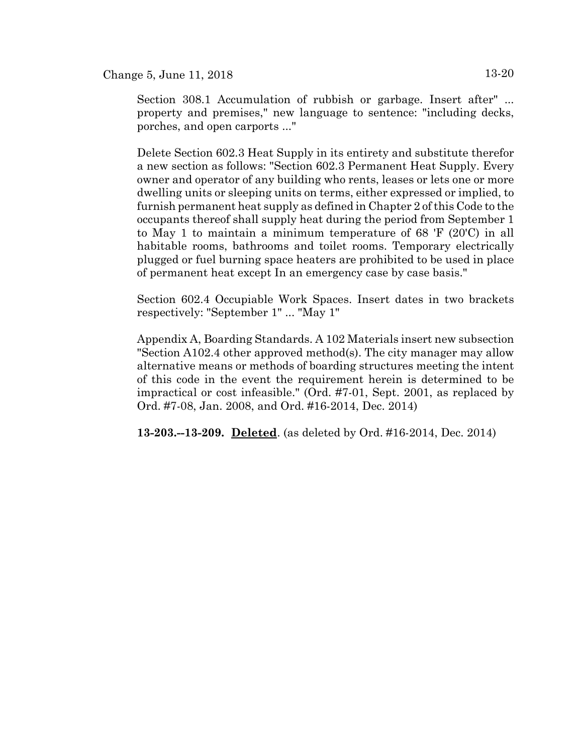Section 308.1 Accumulation of rubbish or garbage. Insert after" ... property and premises," new language to sentence: "including decks, porches, and open carports ..."

Delete Section 602.3 Heat Supply in its entirety and substitute therefor a new section as follows: "Section 602.3 Permanent Heat Supply. Every owner and operator of any building who rents, leases or lets one or more dwelling units or sleeping units on terms, either expressed or implied, to furnish permanent heat supply as defined in Chapter 2 of this Code to the occupants thereof shall supply heat during the period from September 1 to May 1 to maintain a minimum temperature of 68 'F (20'C) in all habitable rooms, bathrooms and toilet rooms. Temporary electrically plugged or fuel burning space heaters are prohibited to be used in place of permanent heat except In an emergency case by case basis."

Section 602.4 Occupiable Work Spaces. Insert dates in two brackets respectively: "September 1" ... "May 1"

Appendix A, Boarding Standards. A 102 Materials insert new subsection "Section A102.4 other approved method(s). The city manager may allow alternative means or methods of boarding structures meeting the intent of this code in the event the requirement herein is determined to be impractical or cost infeasible." (Ord. #7-01, Sept. 2001, as replaced by Ord. #7-08, Jan. 2008, and Ord. #16-2014, Dec. 2014)

**13-203.--13-209. Deleted**. (as deleted by Ord. #16-2014, Dec. 2014)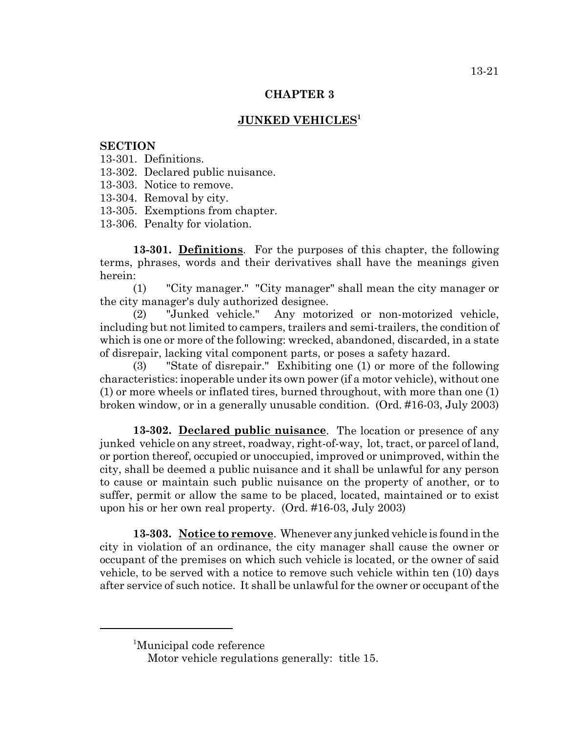# CHAPTER 3

## JUNKED VEHICLES[1]

**SECTION**

13-301. Definitions.
13-302. Declared public nuisance.
13-303. Notice to remove.
13-304. Removal by city.
13-305. Exemptions from chapter.
13-306. Penalty for violation.

**13-301. Definitions**. For the purposes of this chapter, the following terms, phrases, words and their derivatives shall have the meanings given herein:

(1) "City manager." "City manager" shall mean the city manager or the city manager's duly authorized designee.

(2) "Junked vehicle." Any motorized or non-motorized vehicle, including but not limited to campers, trailers and semi-trailers, the condition of which is one or more of the following: wrecked, abandoned, discarded, in a state of disrepair, lacking vital component parts, or poses a safety hazard.

(3) "State of disrepair." Exhibiting one (1) or more of the following characteristics: inoperable under its own power (if a motor vehicle), without one (1) or more wheels or inflated tires, burned throughout, with more than one (1) broken window, or in a generally unusable condition. (Ord. #16-03, July 2003)

**13-302. Declared public nuisance**. The location or presence of any junked vehicle on any street, roadway, right-of-way, lot, tract, or parcel of land, or portion thereof, occupied or unoccupied, improved or unimproved, within the city, shall be deemed a public nuisance and it shall be unlawful for any person to cause or maintain such public nuisance on the property of another, or to suffer, permit or allow the same to be placed, located, maintained or to exist upon his or her own real property. (Ord. #16-03, July 2003)

**13-303. Notice to remove**. Whenever any junked vehicle is found in the city in violation of an ordinance, the city manager shall cause the owner or occupant of the premises on which such vehicle is located, or the owner of said vehicle, to be served with a notice to remove such vehicle within ten (10) days after service of such notice. It shall be unlawful for the owner or occupant of the

---

[1]Municipal code reference

Motor vehicle regulations generally: title 15.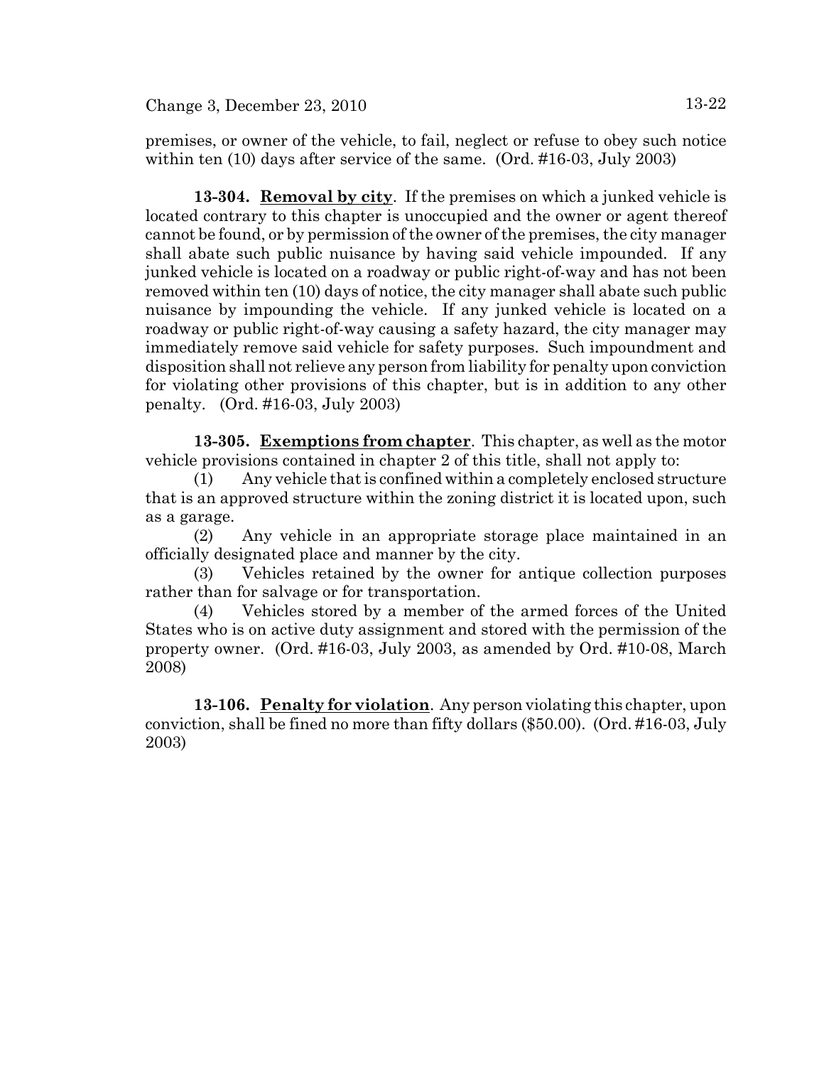premises, or owner of the vehicle, to fail, neglect or refuse to obey such notice within ten (10) days after service of the same. (Ord. #16-03, July 2003)

**13-304. Removal by city**. If the premises on which a junked vehicle is located contrary to this chapter is unoccupied and the owner or agent thereof cannot be found, or by permission of the owner of the premises, the city manager shall abate such public nuisance by having said vehicle impounded. If any junked vehicle is located on a roadway or public right-of-way and has not been removed within ten (10) days of notice, the city manager shall abate such public nuisance by impounding the vehicle. If any junked vehicle is located on a roadway or public right-of-way causing a safety hazard, the city manager may immediately remove said vehicle for safety purposes. Such impoundment and disposition shall not relieve any person from liability for penalty upon conviction for violating other provisions of this chapter, but is in addition to any other penalty. (Ord. #16-03, July 2003)

**13-305. Exemptions from chapter**. This chapter, as well as the motor vehicle provisions contained in chapter 2 of this title, shall not apply to:

(1) Any vehicle that is confined within a completely enclosed structure that is an approved structure within the zoning district it is located upon, such as a garage.

(2) Any vehicle in an appropriate storage place maintained in an officially designated place and manner by the city.

(3) Vehicles retained by the owner for antique collection purposes rather than for salvage or for transportation.

(4) Vehicles stored by a member of the armed forces of the United States who is on active duty assignment and stored with the permission of the property owner. (Ord. #16-03, July 2003, as amended by Ord. #10-08, March 2008)

**13-106. Penalty for violation**. Any person violating this chapter, upon conviction, shall be fined no more than fifty dollars ($50.00). (Ord. #16-03, July 2003)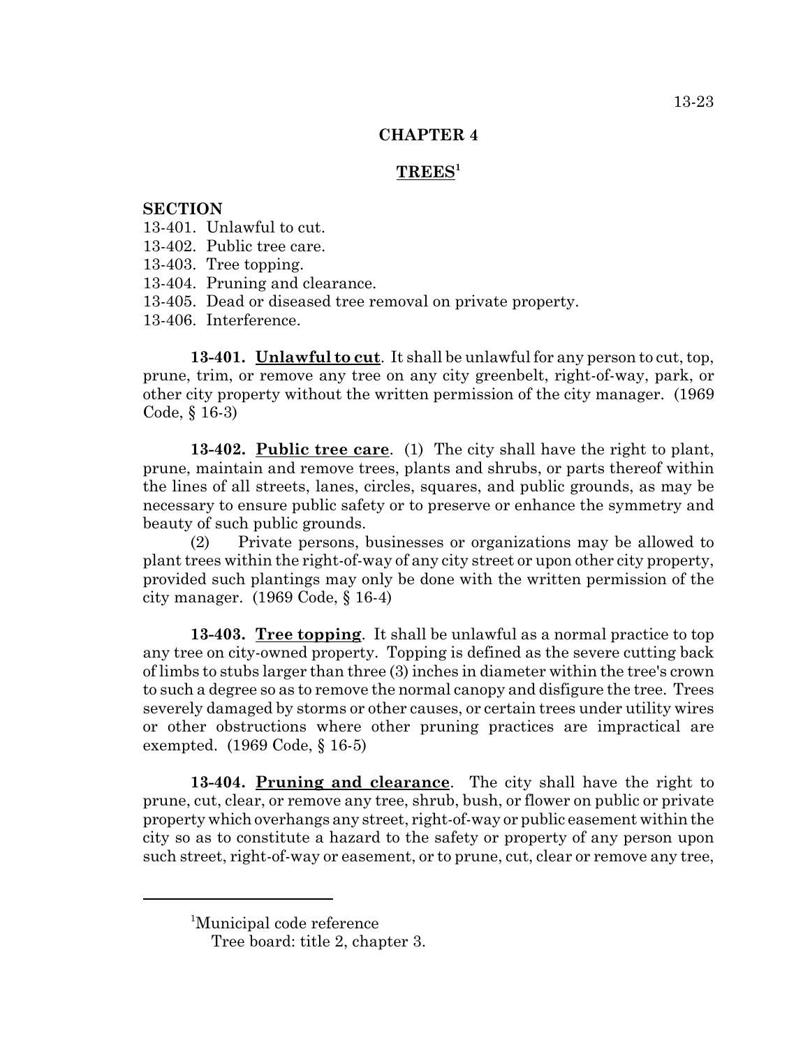# CHAPTER 4

## TREES[1]

**SECTION**

13-401. Unlawful to cut.
13-402. Public tree care.
13-403. Tree topping.
13-404. Pruning and clearance.
13-405. Dead or diseased tree removal on private property.
13-406. Interference.

**13-401. Unlawful to cut**. It shall be unlawful for any person to cut, top, prune, trim, or remove any tree on any city greenbelt, right-of-way, park, or other city property without the written permission of the city manager. (1969 Code, § 16-3)

**13-402. Public tree care**. (1) The city shall have the right to plant, prune, maintain and remove trees, plants and shrubs, or parts thereof within the lines of all streets, lanes, circles, squares, and public grounds, as may be necessary to ensure public safety or to preserve or enhance the symmetry and beauty of such public grounds.

(2) Private persons, businesses or organizations may be allowed to plant trees within the right-of-way of any city street or upon other city property, provided such plantings may only be done with the written permission of the city manager. (1969 Code, § 16-4)

**13-403. Tree topping**. It shall be unlawful as a normal practice to top any tree on city-owned property. Topping is defined as the severe cutting back of limbs to stubs larger than three (3) inches in diameter within the tree's crown to such a degree so as to remove the normal canopy and disfigure the tree. Trees severely damaged by storms or other causes, or certain trees under utility wires or other obstructions where other pruning practices are impractical are exempted. (1969 Code, § 16-5)

**13-404. Pruning and clearance**. The city shall have the right to prune, cut, clear, or remove any tree, shrub, bush, or flower on public or private property which overhangs any street, right-of-way or public easement within the city so as to constitute a hazard to the safety or property of any person upon such street, right-of-way or easement, or to prune, cut, clear or remove any tree,

---

[1]Municipal code reference
Tree board: title 2, chapter 3.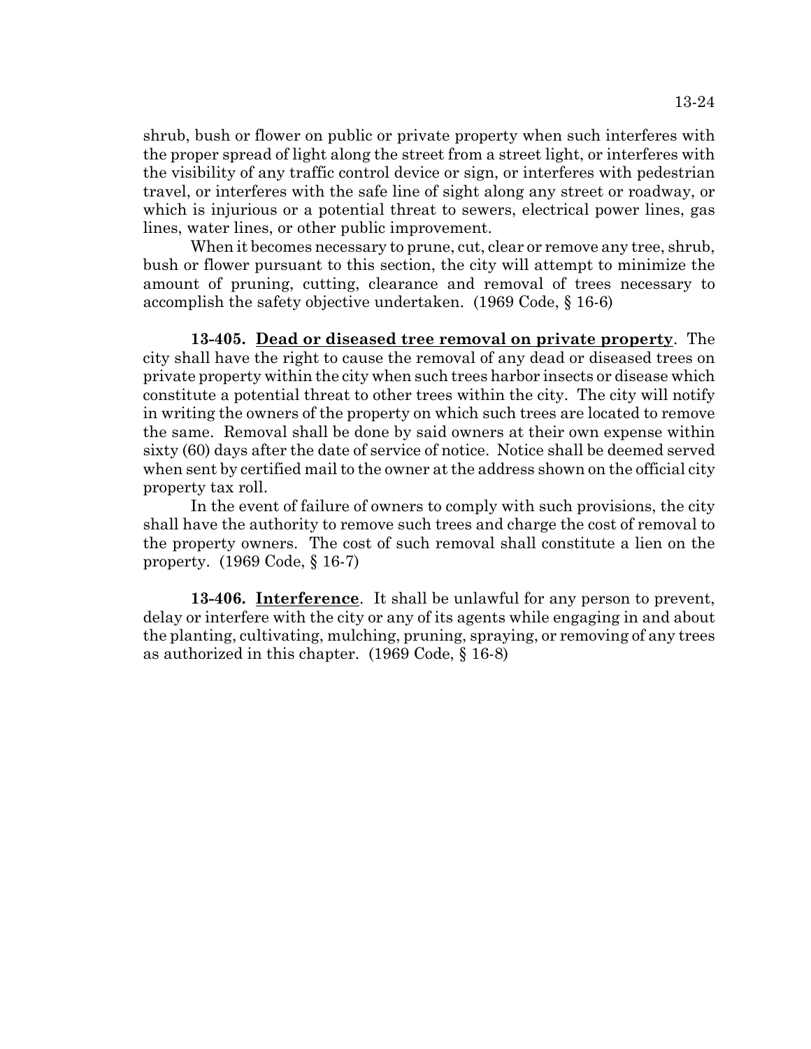shrub, bush or flower on public or private property when such interferes with the proper spread of light along the street from a street light, or interferes with the visibility of any traffic control device or sign, or interferes with pedestrian travel, or interferes with the safe line of sight along any street or roadway, or which is injurious or a potential threat to sewers, electrical power lines, gas lines, water lines, or other public improvement.

When it becomes necessary to prune, cut, clear or remove any tree, shrub, bush or flower pursuant to this section, the city will attempt to minimize the amount of pruning, cutting, clearance and removal of trees necessary to accomplish the safety objective undertaken. (1969 Code, § 16-6)

**13-405. Dead or diseased tree removal on private property**. The city shall have the right to cause the removal of any dead or diseased trees on private property within the city when such trees harbor insects or disease which constitute a potential threat to other trees within the city. The city will notify in writing the owners of the property on which such trees are located to remove the same. Removal shall be done by said owners at their own expense within sixty (60) days after the date of service of notice. Notice shall be deemed served when sent by certified mail to the owner at the address shown on the official city property tax roll.

In the event of failure of owners to comply with such provisions, the city shall have the authority to remove such trees and charge the cost of removal to the property owners. The cost of such removal shall constitute a lien on the property. (1969 Code, § 16-7)

**13-406. Interference**. It shall be unlawful for any person to prevent, delay or interfere with the city or any of its agents while engaging in and about the planting, cultivating, mulching, pruning, spraying, or removing of any trees as authorized in this chapter. (1969 Code, § 16-8)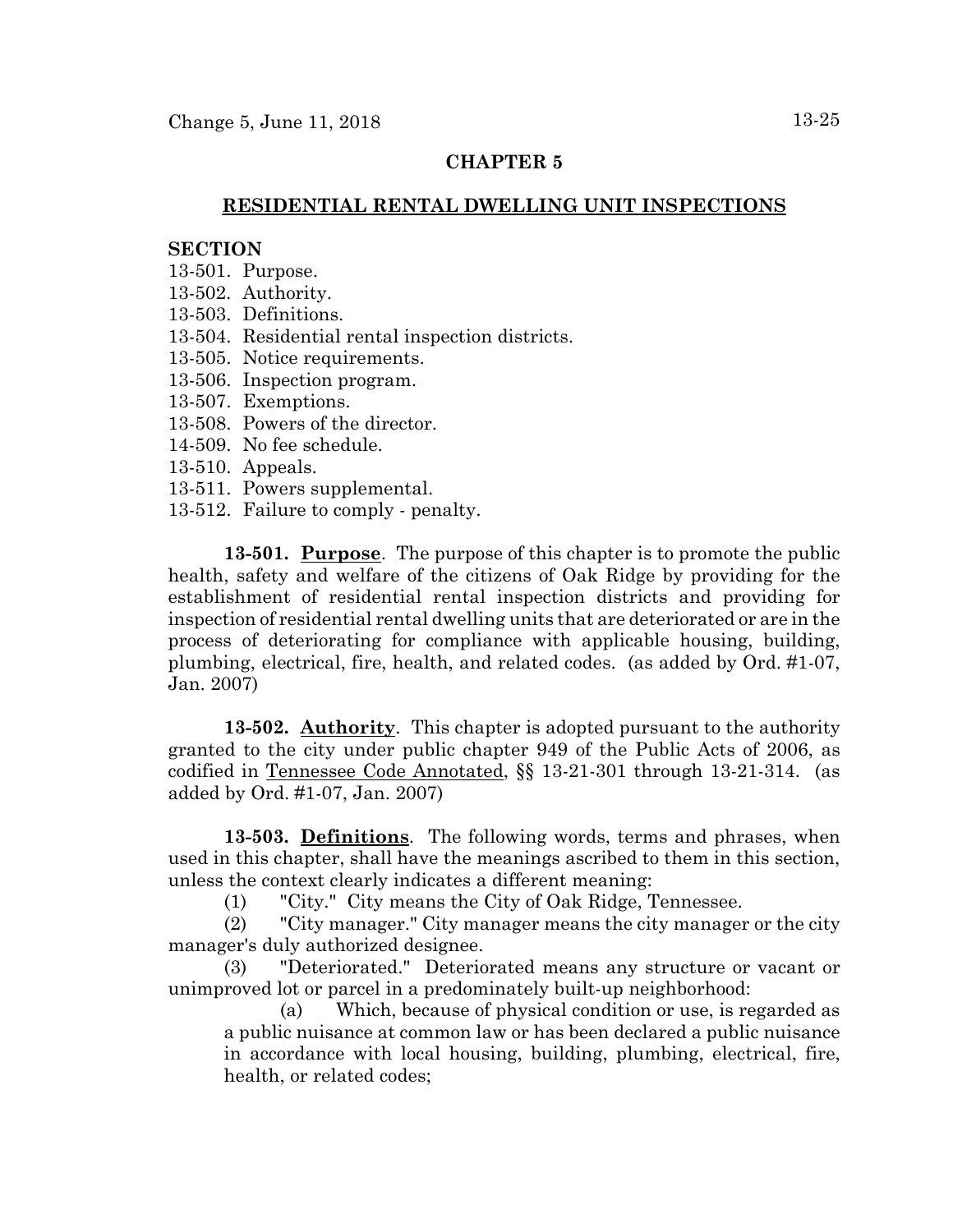## CHAPTER 5

## RESIDENTIAL RENTAL DWELLING UNIT INSPECTIONS

**SECTION**

13-501. Purpose.
13-502. Authority.
13-503. Definitions.
13-504. Residential rental inspection districts.
13-505. Notice requirements.
13-506. Inspection program.
13-507. Exemptions.
13-508. Powers of the director.
14-509. No fee schedule.
13-510. Appeals.
13-511. Powers supplemental.
13-512. Failure to comply - penalty.

**13-501. Purpose**. The purpose of this chapter is to promote the public health, safety and welfare of the citizens of Oak Ridge by providing for the establishment of residential rental inspection districts and providing for inspection of residential rental dwelling units that are deteriorated or are in the process of deteriorating for compliance with applicable housing, building, plumbing, electrical, fire, health, and related codes. (as added by Ord. #1-07, Jan. 2007)

**13-502. Authority**. This chapter is adopted pursuant to the authority granted to the city under public chapter 949 of the Public Acts of 2006, as codified in Tennessee Code Annotated, §§ 13-21-301 through 13-21-314. (as added by Ord. #1-07, Jan. 2007)

**13-503. Definitions**. The following words, terms and phrases, when used in this chapter, shall have the meanings ascribed to them in this section, unless the context clearly indicates a different meaning:

(1) "City." City means the City of Oak Ridge, Tennessee.

(2) "City manager." City manager means the city manager or the city manager's duly authorized designee.

(3) "Deteriorated." Deteriorated means any structure or vacant or unimproved lot or parcel in a predominately built-up neighborhood:

(a) Which, because of physical condition or use, is regarded as a public nuisance at common law or has been declared a public nuisance in accordance with local housing, building, plumbing, electrical, fire, health, or related codes;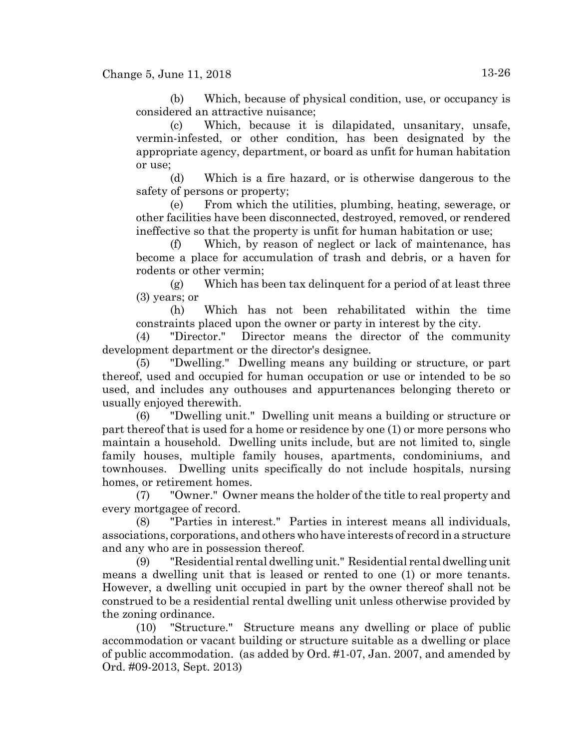(b) Which, because of physical condition, use, or occupancy is considered an attractive nuisance;

(c) Which, because it is dilapidated, unsanitary, unsafe, vermin-infested, or other condition, has been designated by the appropriate agency, department, or board as unfit for human habitation or use;

(d) Which is a fire hazard, or is otherwise dangerous to the safety of persons or property;

(e) From which the utilities, plumbing, heating, sewerage, or other facilities have been disconnected, destroyed, removed, or rendered ineffective so that the property is unfit for human habitation or use;

(f) Which, by reason of neglect or lack of maintenance, has become a place for accumulation of trash and debris, or a haven for rodents or other vermin;

(g) Which has been tax delinquent for a period of at least three (3) years; or

(h) Which has not been rehabilitated within the time constraints placed upon the owner or party in interest by the city.

(4) "Director." Director means the director of the community development department or the director's designee.

(5) "Dwelling." Dwelling means any building or structure, or part thereof, used and occupied for human occupation or use or intended to be so used, and includes any outhouses and appurtenances belonging thereto or usually enjoyed therewith.

(6) "Dwelling unit." Dwelling unit means a building or structure or part thereof that is used for a home or residence by one (1) or more persons who maintain a household. Dwelling units include, but are not limited to, single family houses, multiple family houses, apartments, condominiums, and townhouses. Dwelling units specifically do not include hospitals, nursing homes, or retirement homes.

(7) "Owner." Owner means the holder of the title to real property and every mortgagee of record.

(8) "Parties in interest." Parties in interest means all individuals, associations, corporations, and others who have interests of record in a structure and any who are in possession thereof.

(9) "Residential rental dwelling unit." Residential rental dwelling unit means a dwelling unit that is leased or rented to one (1) or more tenants. However, a dwelling unit occupied in part by the owner thereof shall not be construed to be a residential rental dwelling unit unless otherwise provided by the zoning ordinance.

(10) "Structure." Structure means any dwelling or place of public accommodation or vacant building or structure suitable as a dwelling or place of public accommodation. (as added by Ord. #1-07, Jan. 2007, and amended by Ord. #09-2013, Sept. 2013)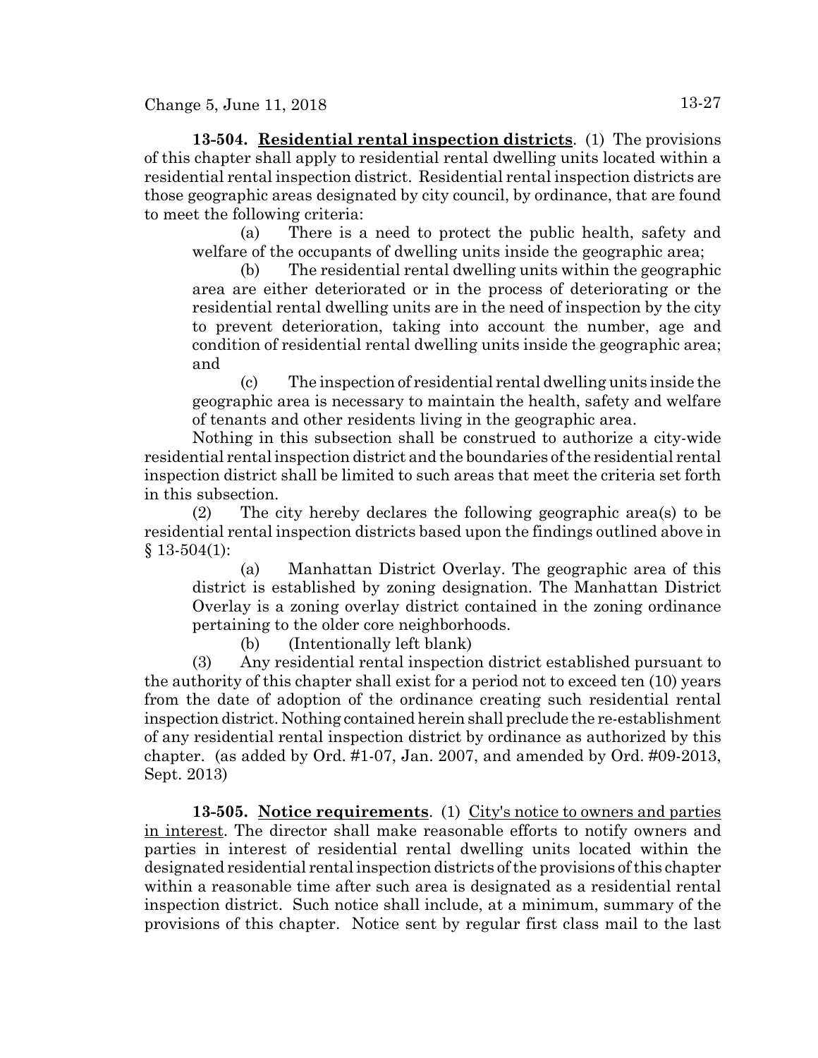**13-504. Residential rental inspection districts**. (1) The provisions of this chapter shall apply to residential rental dwelling units located within a residential rental inspection district. Residential rental inspection districts are those geographic areas designated by city council, by ordinance, that are found to meet the following criteria:

(a) There is a need to protect the public health, safety and welfare of the occupants of dwelling units inside the geographic area;

(b) The residential rental dwelling units within the geographic area are either deteriorated or in the process of deteriorating or the residential rental dwelling units are in the need of inspection by the city to prevent deterioration, taking into account the number, age and condition of residential rental dwelling units inside the geographic area; and

(c) The inspection of residential rental dwelling units inside the geographic area is necessary to maintain the health, safety and welfare of tenants and other residents living in the geographic area.

Nothing in this subsection shall be construed to authorize a city-wide residential rental inspection district and the boundaries of the residential rental inspection district shall be limited to such areas that meet the criteria set forth in this subsection.

(2) The city hereby declares the following geographic area(s) to be residential rental inspection districts based upon the findings outlined above in § 13-504(1):

(a) Manhattan District Overlay. The geographic area of this district is established by zoning designation. The Manhattan District Overlay is a zoning overlay district contained in the zoning ordinance pertaining to the older core neighborhoods.

(b) (Intentionally left blank)

(3) Any residential rental inspection district established pursuant to the authority of this chapter shall exist for a period not to exceed ten (10) years from the date of adoption of the ordinance creating such residential rental inspection district. Nothing contained herein shall preclude the re-establishment of any residential rental inspection district by ordinance as authorized by this chapter. (as added by Ord. #1-07, Jan. 2007, and amended by Ord. #09-2013, Sept. 2013)

**13-505. Notice requirements**. (1) City's notice to owners and parties in interest. The director shall make reasonable efforts to notify owners and parties in interest of residential rental dwelling units located within the designated residential rental inspection districts of the provisions of this chapter within a reasonable time after such area is designated as a residential rental inspection district. Such notice shall include, at a minimum, summary of the provisions of this chapter. Notice sent by regular first class mail to the last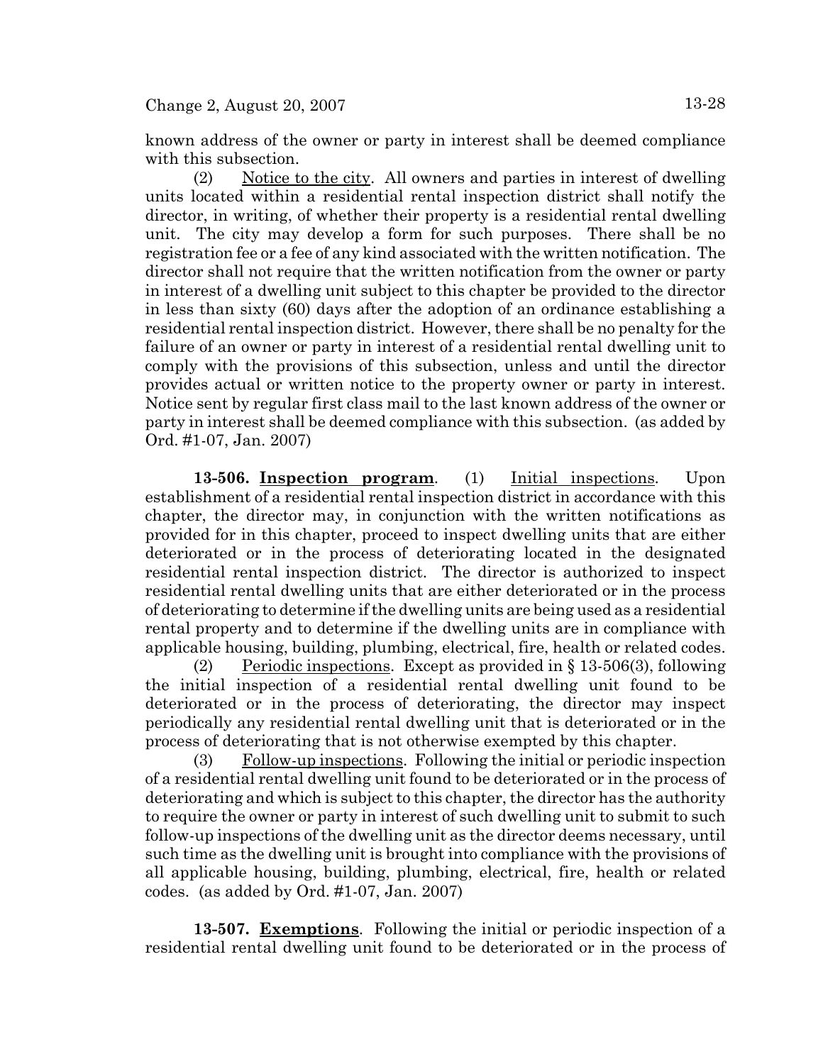known address of the owner or party in interest shall be deemed compliance with this subsection.

(2) Notice to the city. All owners and parties in interest of dwelling units located within a residential rental inspection district shall notify the director, in writing, of whether their property is a residential rental dwelling unit. The city may develop a form for such purposes. There shall be no registration fee or a fee of any kind associated with the written notification. The director shall not require that the written notification from the owner or party in interest of a dwelling unit subject to this chapter be provided to the director in less than sixty (60) days after the adoption of an ordinance establishing a residential rental inspection district. However, there shall be no penalty for the failure of an owner or party in interest of a residential rental dwelling unit to comply with the provisions of this subsection, unless and until the director provides actual or written notice to the property owner or party in interest. Notice sent by regular first class mail to the last known address of the owner or party in interest shall be deemed compliance with this subsection. (as added by Ord. #1-07, Jan. 2007)

**13-506. Inspection program**. (1) Initial inspections. Upon establishment of a residential rental inspection district in accordance with this chapter, the director may, in conjunction with the written notifications as provided for in this chapter, proceed to inspect dwelling units that are either deteriorated or in the process of deteriorating located in the designated residential rental inspection district. The director is authorized to inspect residential rental dwelling units that are either deteriorated or in the process of deteriorating to determine if the dwelling units are being used as a residential rental property and to determine if the dwelling units are in compliance with applicable housing, building, plumbing, electrical, fire, health or related codes.

(2) Periodic inspections. Except as provided in § 13-506(3), following the initial inspection of a residential rental dwelling unit found to be deteriorated or in the process of deteriorating, the director may inspect periodically any residential rental dwelling unit that is deteriorated or in the process of deteriorating that is not otherwise exempted by this chapter.

(3) Follow-up inspections. Following the initial or periodic inspection of a residential rental dwelling unit found to be deteriorated or in the process of deteriorating and which is subject to this chapter, the director has the authority to require the owner or party in interest of such dwelling unit to submit to such follow-up inspections of the dwelling unit as the director deems necessary, until such time as the dwelling unit is brought into compliance with the provisions of all applicable housing, building, plumbing, electrical, fire, health or related codes. (as added by Ord. #1-07, Jan. 2007)

**13-507. Exemptions**. Following the initial or periodic inspection of a residential rental dwelling unit found to be deteriorated or in the process of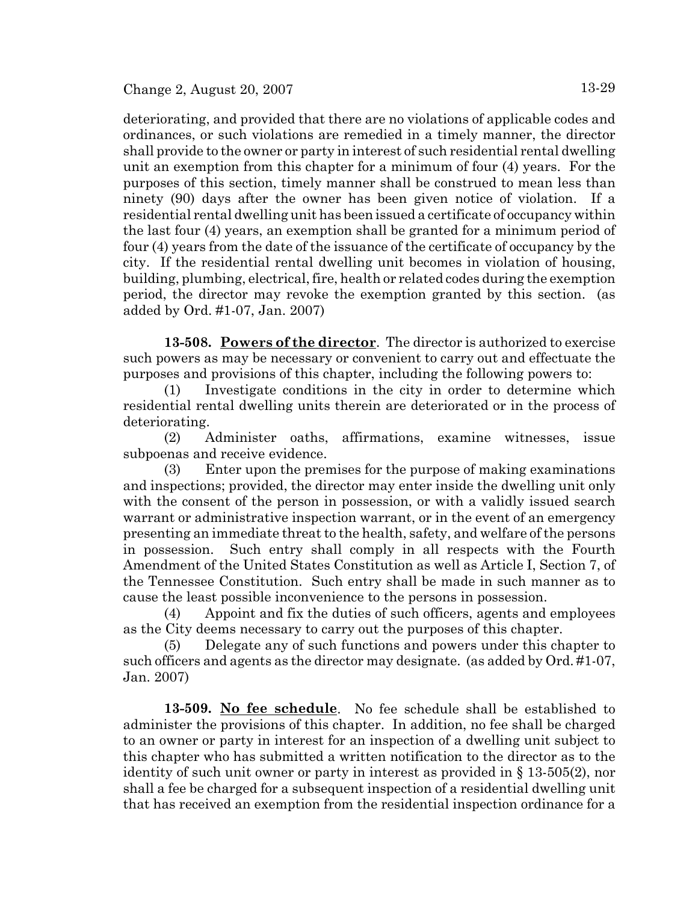deteriorating, and provided that there are no violations of applicable codes and ordinances, or such violations are remedied in a timely manner, the director shall provide to the owner or party in interest of such residential rental dwelling unit an exemption from this chapter for a minimum of four (4) years. For the purposes of this section, timely manner shall be construed to mean less than ninety (90) days after the owner has been given notice of violation. If a residential rental dwelling unit has been issued a certificate of occupancy within the last four (4) years, an exemption shall be granted for a minimum period of four (4) years from the date of the issuance of the certificate of occupancy by the city. If the residential rental dwelling unit becomes in violation of housing, building, plumbing, electrical, fire, health or related codes during the exemption period, the director may revoke the exemption granted by this section. (as added by Ord. #1-07, Jan. 2007)

**13-508. Powers of the director**. The director is authorized to exercise such powers as may be necessary or convenient to carry out and effectuate the purposes and provisions of this chapter, including the following powers to:

(1) Investigate conditions in the city in order to determine which residential rental dwelling units therein are deteriorated or in the process of deteriorating.

(2) Administer oaths, affirmations, examine witnesses, issue subpoenas and receive evidence.

(3) Enter upon the premises for the purpose of making examinations and inspections; provided, the director may enter inside the dwelling unit only with the consent of the person in possession, or with a validly issued search warrant or administrative inspection warrant, or in the event of an emergency presenting an immediate threat to the health, safety, and welfare of the persons in possession. Such entry shall comply in all respects with the Fourth Amendment of the United States Constitution as well as Article I, Section 7, of the Tennessee Constitution. Such entry shall be made in such manner as to cause the least possible inconvenience to the persons in possession.

(4) Appoint and fix the duties of such officers, agents and employees as the City deems necessary to carry out the purposes of this chapter.

(5) Delegate any of such functions and powers under this chapter to such officers and agents as the director may designate. (as added by Ord. #1-07, Jan. 2007)

**13-509. No fee schedule**. No fee schedule shall be established to administer the provisions of this chapter. In addition, no fee shall be charged to an owner or party in interest for an inspection of a dwelling unit subject to this chapter who has submitted a written notification to the director as to the identity of such unit owner or party in interest as provided in § 13-505(2), nor shall a fee be charged for a subsequent inspection of a residential dwelling unit that has received an exemption from the residential inspection ordinance for a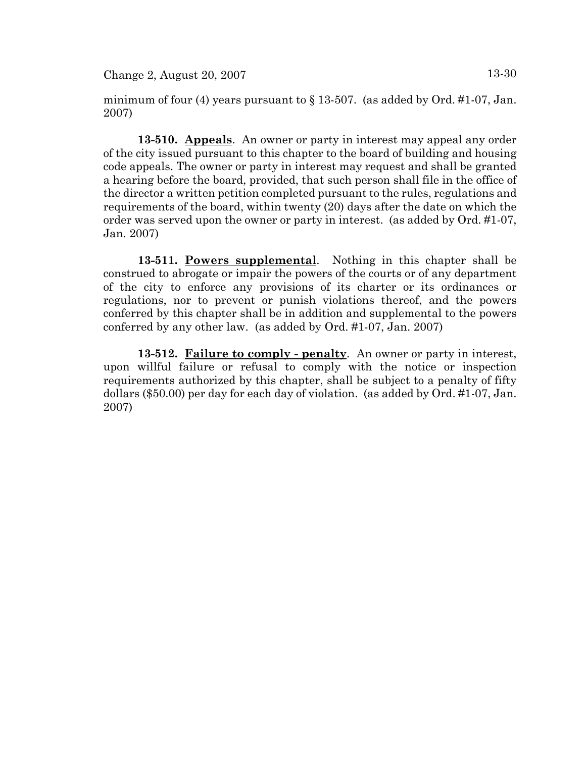minimum of four (4) years pursuant to § 13-507. (as added by Ord. #1-07, Jan. 2007)

**13-510. Appeals**. An owner or party in interest may appeal any order of the city issued pursuant to this chapter to the board of building and housing code appeals. The owner or party in interest may request and shall be granted a hearing before the board, provided, that such person shall file in the office of the director a written petition completed pursuant to the rules, regulations and requirements of the board, within twenty (20) days after the date on which the order was served upon the owner or party in interest. (as added by Ord. #1-07, Jan. 2007)

**13-511. Powers supplemental**. Nothing in this chapter shall be construed to abrogate or impair the powers of the courts or of any department of the city to enforce any provisions of its charter or its ordinances or regulations, nor to prevent or punish violations thereof, and the powers conferred by this chapter shall be in addition and supplemental to the powers conferred by any other law. (as added by Ord. #1-07, Jan. 2007)

**13-512. Failure to comply - penalty**. An owner or party in interest, upon willful failure or refusal to comply with the notice or inspection requirements authorized by this chapter, shall be subject to a penalty of fifty dollars ($50.00) per day for each day of violation. (as added by Ord. #1-07, Jan. 2007)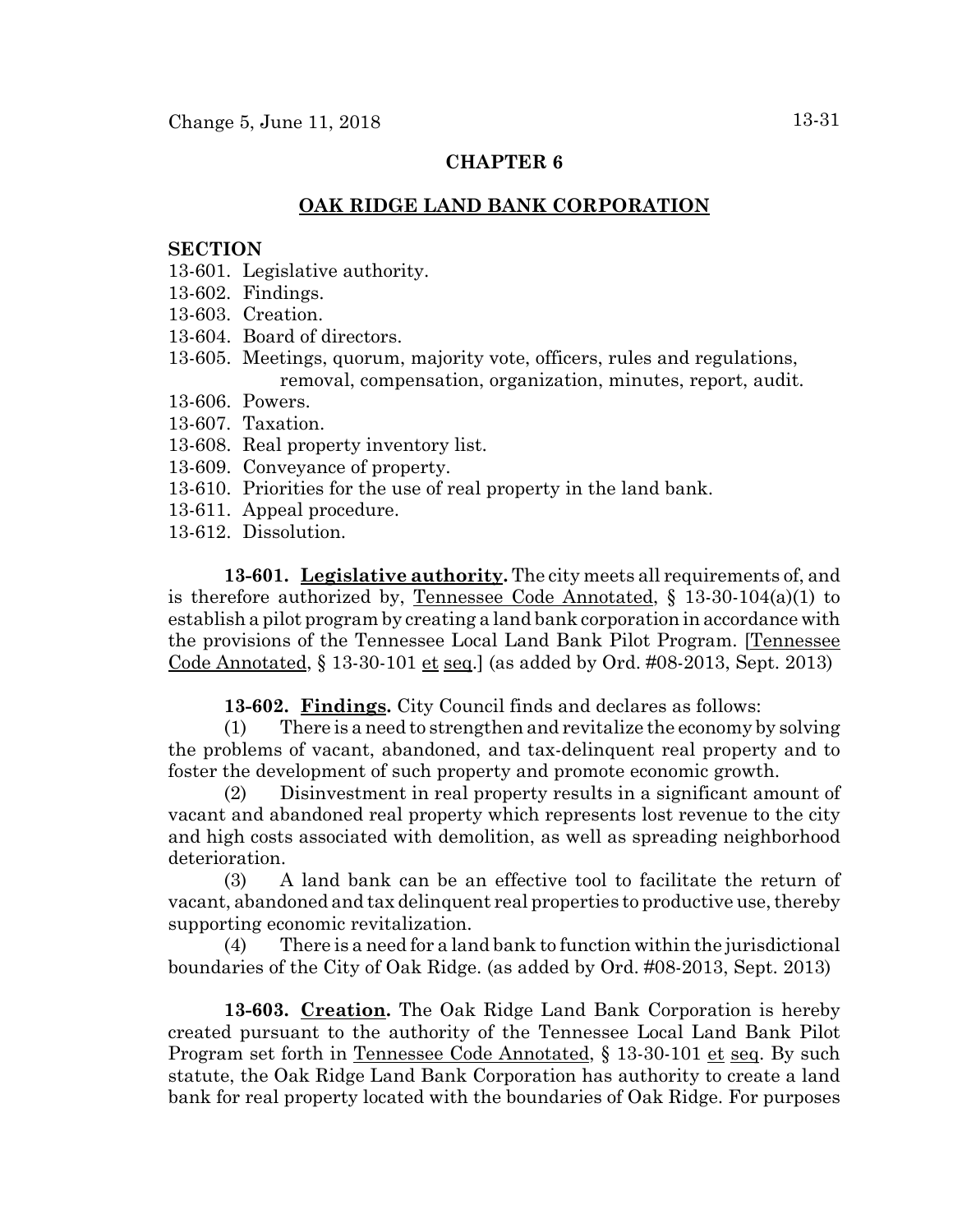## CHAPTER 6

## OAK RIDGE LAND BANK CORPORATION

**SECTION**

13-601. Legislative authority.
13-602. Findings.
13-603. Creation.
13-604. Board of directors.
13-605. Meetings, quorum, majority vote, officers, rules and regulations, removal, compensation, organization, minutes, report, audit.
13-606. Powers.
13-607. Taxation.
13-608. Real property inventory list.
13-609. Conveyance of property.
13-610. Priorities for the use of real property in the land bank.
13-611. Appeal procedure.
13-612. Dissolution.

**13-601. Legislative authority.** The city meets all requirements of, and is therefore authorized by, Tennessee Code Annotated, § 13-30-104(a)(1) to establish a pilot program by creating a land bank corporation in accordance with the provisions of the Tennessee Local Land Bank Pilot Program. [Tennessee Code Annotated, § 13-30-101 et seq.] (as added by Ord. #08-2013, Sept. 2013)

**13-602. Findings.** City Council finds and declares as follows:

(1) There is a need to strengthen and revitalize the economy by solving the problems of vacant, abandoned, and tax-delinquent real property and to foster the development of such property and promote economic growth.

(2) Disinvestment in real property results in a significant amount of vacant and abandoned real property which represents lost revenue to the city and high costs associated with demolition, as well as spreading neighborhood deterioration.

(3) A land bank can be an effective tool to facilitate the return of vacant, abandoned and tax delinquent real properties to productive use, thereby supporting economic revitalization.

(4) There is a need for a land bank to function within the jurisdictional boundaries of the City of Oak Ridge. (as added by Ord. #08-2013, Sept. 2013)

**13-603. Creation.** The Oak Ridge Land Bank Corporation is hereby created pursuant to the authority of the Tennessee Local Land Bank Pilot Program set forth in Tennessee Code Annotated, § 13-30-101 et seq. By such statute, the Oak Ridge Land Bank Corporation has authority to create a land bank for real property located with the boundaries of Oak Ridge. For purposes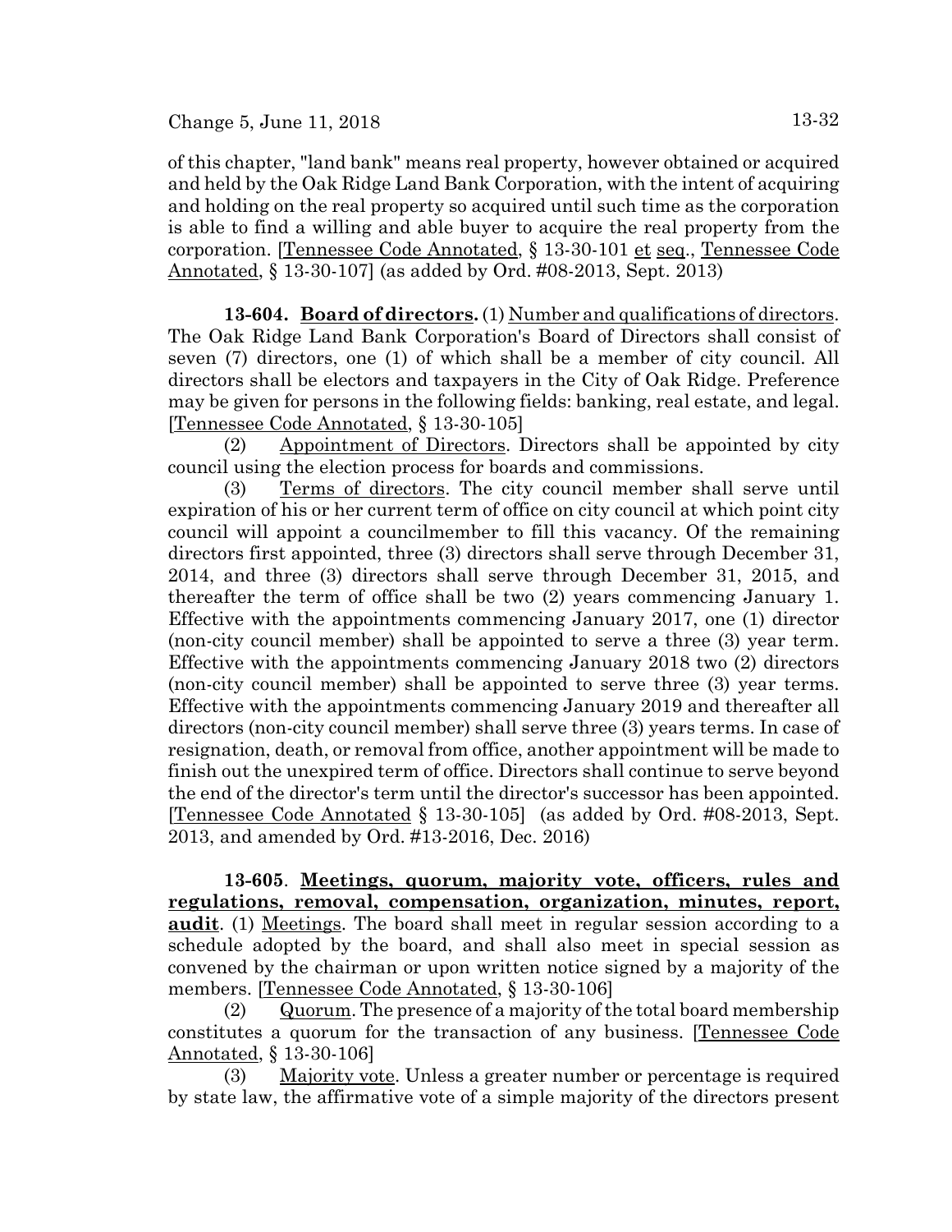of this chapter, "land bank" means real property, however obtained or acquired and held by the Oak Ridge Land Bank Corporation, with the intent of acquiring and holding on the real property so acquired until such time as the corporation is able to find a willing and able buyer to acquire the real property from the corporation. [Tennessee Code Annotated, § 13-30-101 et seq., Tennessee Code Annotated, § 13-30-107] (as added by Ord. #08-2013, Sept. 2013)

**13-604. Board of directors.** (1) Number and qualifications of directors. The Oak Ridge Land Bank Corporation's Board of Directors shall consist of seven (7) directors, one (1) of which shall be a member of city council. All directors shall be electors and taxpayers in the City of Oak Ridge. Preference may be given for persons in the following fields: banking, real estate, and legal. [Tennessee Code Annotated, § 13-30-105]

(2) Appointment of Directors. Directors shall be appointed by city council using the election process for boards and commissions.

(3) Terms of directors. The city council member shall serve until expiration of his or her current term of office on city council at which point city council will appoint a councilmember to fill this vacancy. Of the remaining directors first appointed, three (3) directors shall serve through December 31, 2014, and three (3) directors shall serve through December 31, 2015, and thereafter the term of office shall be two (2) years commencing January 1. Effective with the appointments commencing January 2017, one (1) director (non-city council member) shall be appointed to serve a three (3) year term. Effective with the appointments commencing January 2018 two (2) directors (non-city council member) shall be appointed to serve three (3) year terms. Effective with the appointments commencing January 2019 and thereafter all directors (non-city council member) shall serve three (3) years terms. In case of resignation, death, or removal from office, another appointment will be made to finish out the unexpired term of office. Directors shall continue to serve beyond the end of the director's term until the director's successor has been appointed. [Tennessee Code Annotated § 13-30-105] (as added by Ord. #08-2013, Sept. 2013, and amended by Ord. #13-2016, Dec. 2016)

**13-605. Meetings, quorum, majority vote, officers, rules and regulations, removal, compensation, organization, minutes, report, audit**. (1) Meetings. The board shall meet in regular session according to a schedule adopted by the board, and shall also meet in special session as convened by the chairman or upon written notice signed by a majority of the members. [Tennessee Code Annotated, § 13-30-106]

(2) Quorum. The presence of a majority of the total board membership constitutes a quorum for the transaction of any business. [Tennessee Code Annotated, § 13-30-106]

(3) Majority vote. Unless a greater number or percentage is required by state law, the affirmative vote of a simple majority of the directors present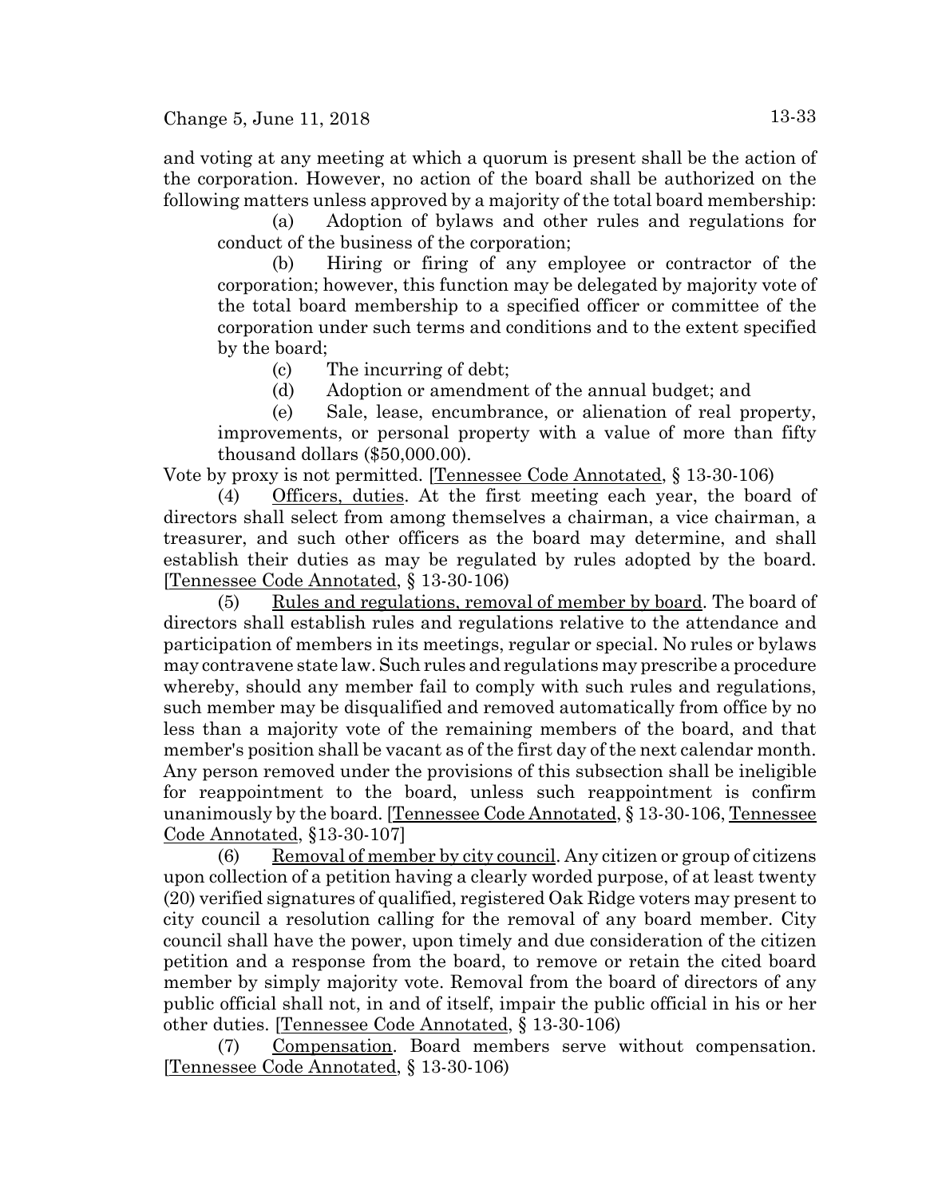and voting at any meeting at which a quorum is present shall be the action of the corporation. However, no action of the board shall be authorized on the following matters unless approved by a majority of the total board membership:

(a) Adoption of bylaws and other rules and regulations for conduct of the business of the corporation;

(b) Hiring or firing of any employee or contractor of the corporation; however, this function may be delegated by majority vote of the total board membership to a specified officer or committee of the corporation under such terms and conditions and to the extent specified by the board;

(c) The incurring of debt;

(d) Adoption or amendment of the annual budget; and

(e) Sale, lease, encumbrance, or alienation of real property, improvements, or personal property with a value of more than fifty thousand dollars ($50,000.00).

Vote by proxy is not permitted. [Tennessee Code Annotated, § 13-30-106)

(4) Officers, duties. At the first meeting each year, the board of directors shall select from among themselves a chairman, a vice chairman, a treasurer, and such other officers as the board may determine, and shall establish their duties as may be regulated by rules adopted by the board. [Tennessee Code Annotated, § 13-30-106)

(5) Rules and regulations, removal of member by board. The board of directors shall establish rules and regulations relative to the attendance and participation of members in its meetings, regular or special. No rules or bylaws may contravene state law. Such rules and regulations may prescribe a procedure whereby, should any member fail to comply with such rules and regulations, such member may be disqualified and removed automatically from office by no less than a majority vote of the remaining members of the board, and that member's position shall be vacant as of the first day of the next calendar month. Any person removed under the provisions of this subsection shall be ineligible for reappointment to the board, unless such reappointment is confirm unanimously by the board. [Tennessee Code Annotated, § 13-30-106, Tennessee Code Annotated, §13-30-107]

(6) Removal of member by city council. Any citizen or group of citizens upon collection of a petition having a clearly worded purpose, of at least twenty (20) verified signatures of qualified, registered Oak Ridge voters may present to city council a resolution calling for the removal of any board member. City council shall have the power, upon timely and due consideration of the citizen petition and a response from the board, to remove or retain the cited board member by simply majority vote. Removal from the board of directors of any public official shall not, in and of itself, impair the public official in his or her other duties. [Tennessee Code Annotated, § 13-30-106)

(7) Compensation. Board members serve without compensation. [Tennessee Code Annotated, § 13-30-106)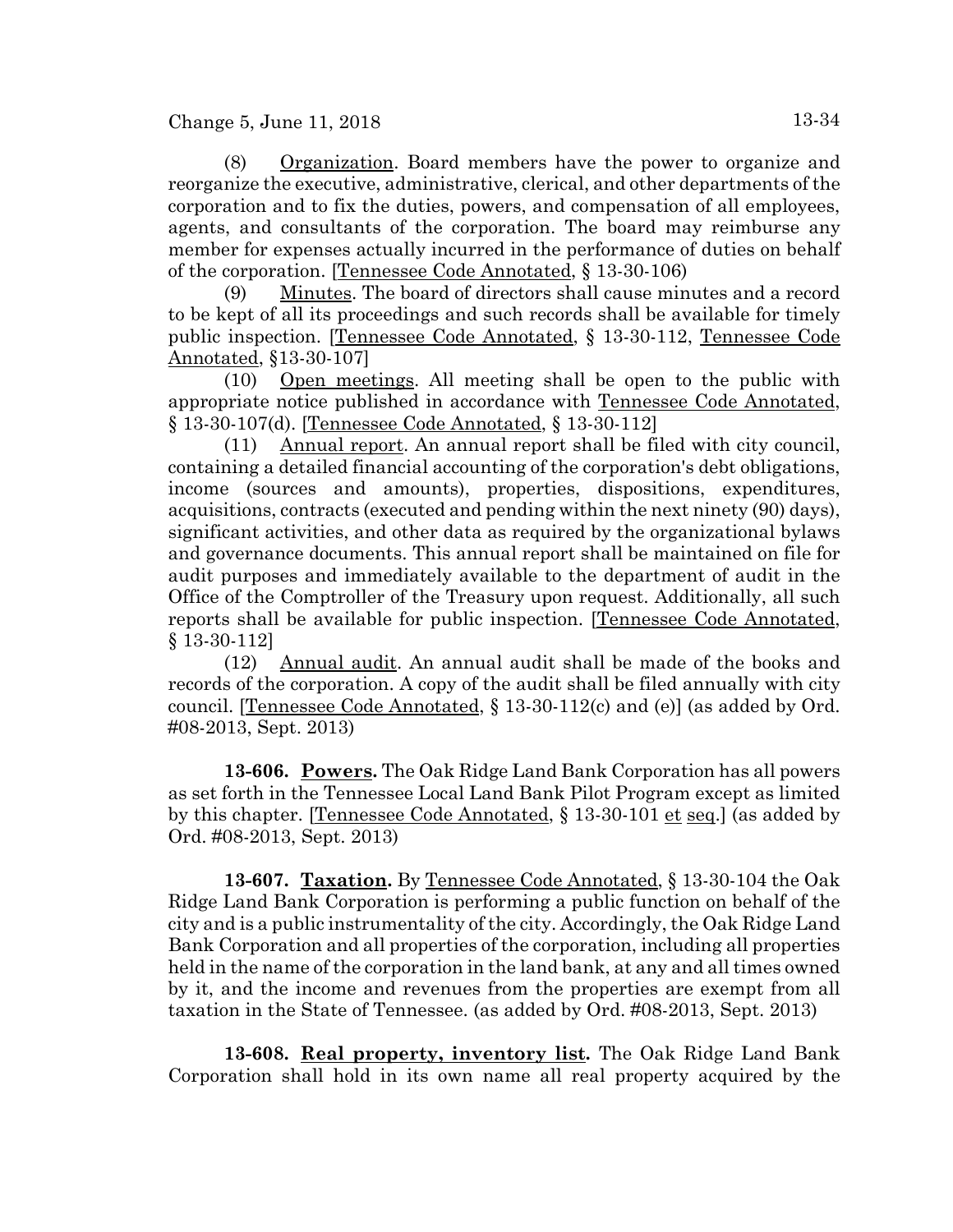(8) Organization. Board members have the power to organize and reorganize the executive, administrative, clerical, and other departments of the corporation and to fix the duties, powers, and compensation of all employees, agents, and consultants of the corporation. The board may reimburse any member for expenses actually incurred in the performance of duties on behalf of the corporation. [Tennessee Code Annotated, § 13-30-106)

(9) Minutes. The board of directors shall cause minutes and a record to be kept of all its proceedings and such records shall be available for timely public inspection. [Tennessee Code Annotated, § 13-30-112, Tennessee Code Annotated, §13-30-107]

(10) Open meetings. All meeting shall be open to the public with appropriate notice published in accordance with Tennessee Code Annotated, § 13-30-107(d). [Tennessee Code Annotated, § 13-30-112]

(11) Annual report. An annual report shall be filed with city council, containing a detailed financial accounting of the corporation's debt obligations, income (sources and amounts), properties, dispositions, expenditures, acquisitions, contracts (executed and pending within the next ninety (90) days), significant activities, and other data as required by the organizational bylaws and governance documents. This annual report shall be maintained on file for audit purposes and immediately available to the department of audit in the Office of the Comptroller of the Treasury upon request. Additionally, all such reports shall be available for public inspection. [Tennessee Code Annotated, § 13-30-112]

(12) Annual audit. An annual audit shall be made of the books and records of the corporation. A copy of the audit shall be filed annually with city council. [Tennessee Code Annotated, § 13-30-112(c) and (e)] (as added by Ord. #08-2013, Sept. 2013)

**13-606. Powers.** The Oak Ridge Land Bank Corporation has all powers as set forth in the Tennessee Local Land Bank Pilot Program except as limited by this chapter. [Tennessee Code Annotated, § 13-30-101 et seq.] (as added by Ord. #08-2013, Sept. 2013)

**13-607. Taxation.** By Tennessee Code Annotated, § 13-30-104 the Oak Ridge Land Bank Corporation is performing a public function on behalf of the city and is a public instrumentality of the city. Accordingly, the Oak Ridge Land Bank Corporation and all properties of the corporation, including all properties held in the name of the corporation in the land bank, at any and all times owned by it, and the income and revenues from the properties are exempt from all taxation in the State of Tennessee. (as added by Ord. #08-2013, Sept. 2013)

**13-608. Real property, inventory list.** The Oak Ridge Land Bank Corporation shall hold in its own name all real property acquired by the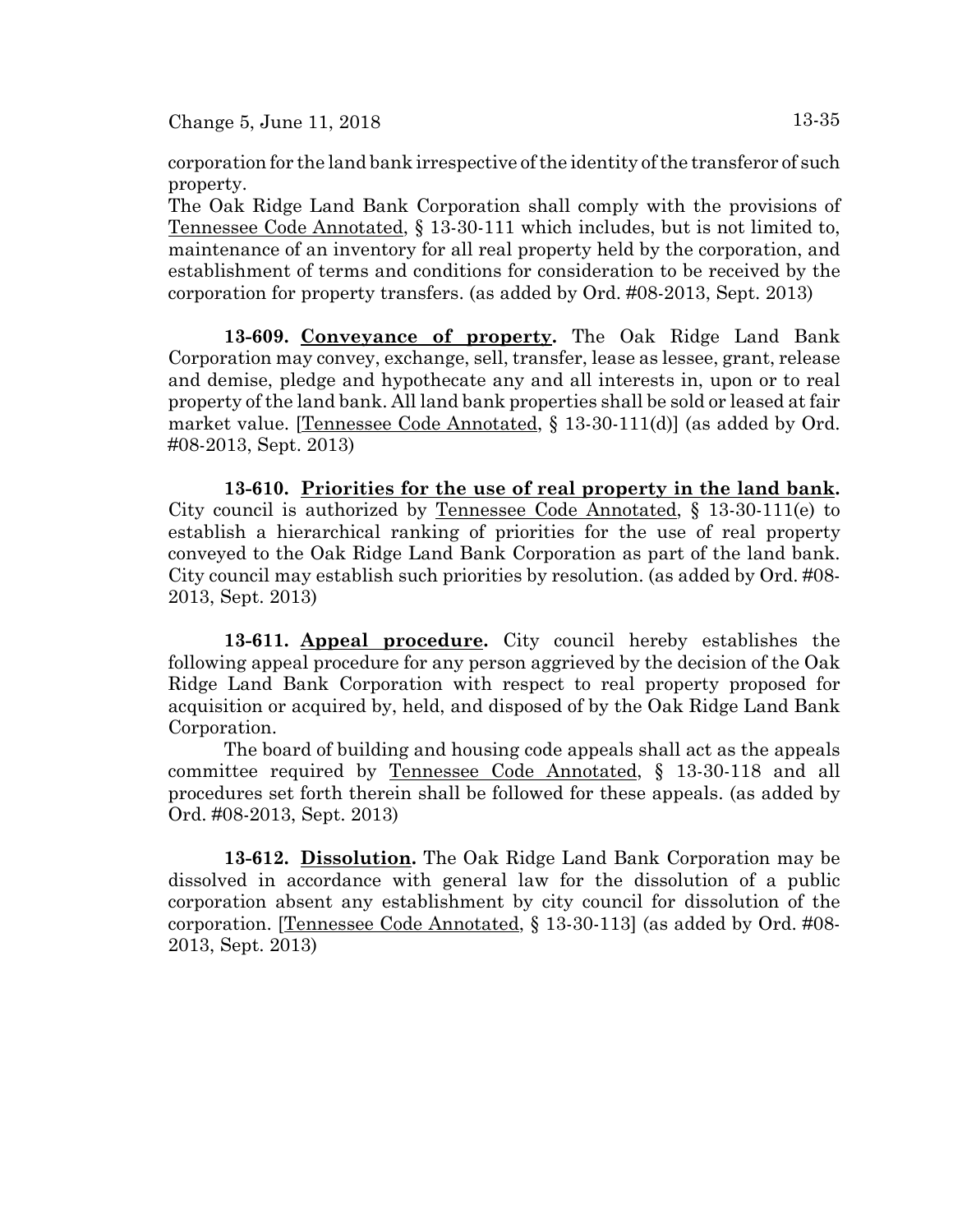corporation for the land bank irrespective of the identity of the transferor of such property.

The Oak Ridge Land Bank Corporation shall comply with the provisions of Tennessee Code Annotated, § 13-30-111 which includes, but is not limited to, maintenance of an inventory for all real property held by the corporation, and establishment of terms and conditions for consideration to be received by the corporation for property transfers. (as added by Ord. #08-2013, Sept. 2013)

**13-609. Conveyance of property.** The Oak Ridge Land Bank Corporation may convey, exchange, sell, transfer, lease as lessee, grant, release and demise, pledge and hypothecate any and all interests in, upon or to real property of the land bank. All land bank properties shall be sold or leased at fair market value. [Tennessee Code Annotated, § 13-30-111(d)] (as added by Ord. #08-2013, Sept. 2013)

**13-610. Priorities for the use of real property in the land bank.** City council is authorized by Tennessee Code Annotated, § 13-30-111(e) to establish a hierarchical ranking of priorities for the use of real property conveyed to the Oak Ridge Land Bank Corporation as part of the land bank. City council may establish such priorities by resolution. (as added by Ord. #08-2013, Sept. 2013)

**13-611. Appeal procedure.** City council hereby establishes the following appeal procedure for any person aggrieved by the decision of the Oak Ridge Land Bank Corporation with respect to real property proposed for acquisition or acquired by, held, and disposed of by the Oak Ridge Land Bank Corporation.

The board of building and housing code appeals shall act as the appeals committee required by Tennessee Code Annotated, § 13-30-118 and all procedures set forth therein shall be followed for these appeals. (as added by Ord. #08-2013, Sept. 2013)

**13-612. Dissolution.** The Oak Ridge Land Bank Corporation may be dissolved in accordance with general law for the dissolution of a public corporation absent any establishment by city council for dissolution of the corporation. [Tennessee Code Annotated, § 13-30-113] (as added by Ord. #08-2013, Sept. 2013)